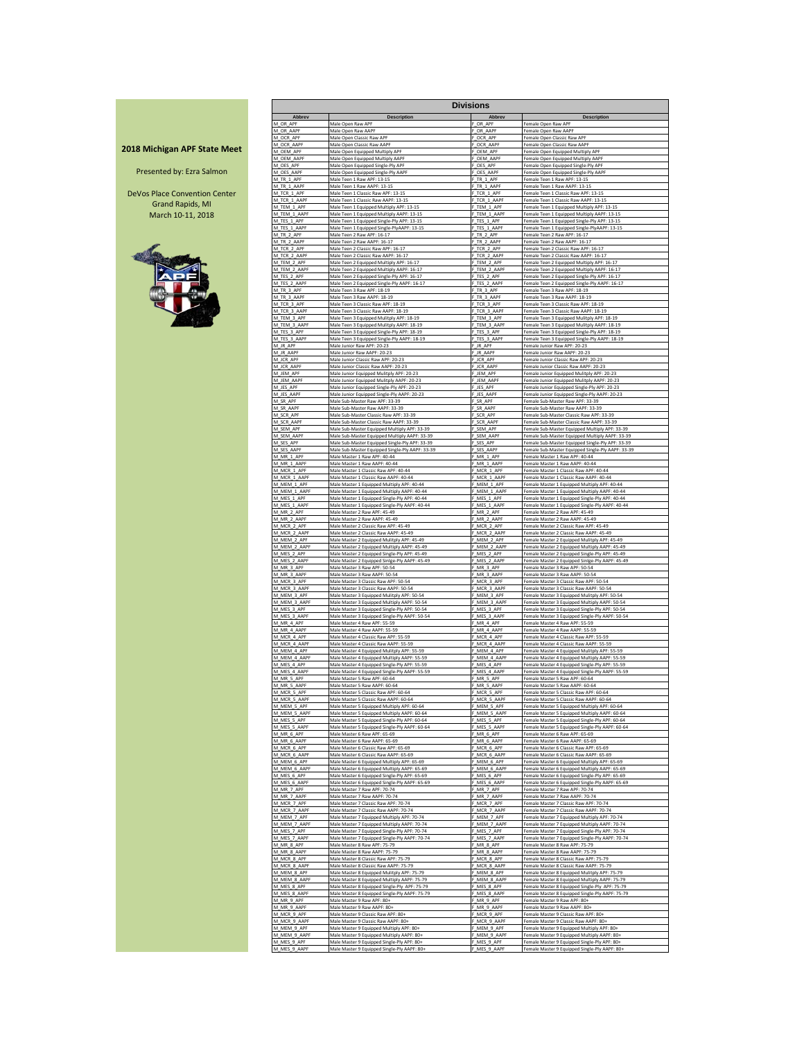## 2018 Michigan APF State Meet

Presented by: Ezra Salmon

DeVos Place Convention Center
Grand Rapids, MI
March 10-11, 2018

# Divisions

| Abbrev | Description | Abbrev | Description |
|---|---|---|---|
| M_OR_APF | Male Open Raw APF | F_OR_APF | Female Open Raw APF |
| M_OR_AAPF | Male Open Raw AAPF | F_OR_AAPF | Female Open Raw AAPF |
| M_OCR_APF | Male Open Classic Raw APF | F_OCR_APF | Female Open Classic Raw APF |
| M_OCR_AAPF | Male Open Classic Raw AAPF | F_OCR_AAPF | Female Open Classic Raw AAPF |
| M_OEM_APF | Male Open Equipped Multiply APF | F_OEM_APF | Female Open Equipped Multiply APF |
| M_OEM_AAPF | Male Open Equipped Multiply AAPF | F_OEM_AAPF | Female Open Equipped Multiply AAPF |
| M_OES_APF | Male Open Equipped Single-Ply APF | F_OES_APF | Female Open Equipped Single-Ply APF |
| M_OES_AAPF | Male Open Equipped Single-Ply AAPF | F_OES_AAPF | Female Open Equipped Single-Ply AAPF |
| M_TR_1_APF | Male Teen 1 Raw APF: 13-15 | F_TR_1_APF | Female Teen 1 Raw APF: 13-15 |
| M_TR_1_AAPF | Male Teen 1 Raw AAPF: 13-15 | F_TR_1_AAPF | Female Teen 1 Raw AAPF: 13-15 |
| M_TCR_1_APF | Male Teen 1 Classic Raw APF: 13-15 | F_TCR_1_APF | Female Teen 1 Classic Raw APF: 13-15 |
| M_TCR_1_AAPF | Male Teen 1 Classic Raw AAPF: 13-15 | F_TCR_1_AAPF | Female Teen 1 Classic Raw AAPF: 13-15 |
| M_TEM_1_APF | Male Teen 1 Equipped Multiply APF: 13-15 | F_TEM_1_APF | Female Teen 1 Equipped Multiply APF: 13-15 |
| M_TEM_1_AAPF | Male Teen 1 Equipped Multiply AAPF: 13-15 | F_TEM_1_AAPF | Female Teen 1 Equipped Multiply AAPF: 13-15 |
| M_TES_1_APF | Male Teen 1 Equipped Single-Ply APF: 13-15 | F_TES_1_APF | Female Teen 1 Equipped Single-Ply APF: 13-15 |
| M_TES_1_AAPF | Male Teen 1 Equipped Single-PlyAAPF: 13-15 | F_TES_1_AAPF | Female Teen 1 Equipped Single-PlyAAPF: 13-15 |
| M_TR_2_APF | Male Teen 2 Raw APF: 16-17 | F_TR_2_APF | Female Teen 2 Raw APF: 16-17 |
| M_TR_2_AAPF | Male Teen 2 Raw AAPF: 16-17 | F_TR_2_AAPF | Female Teen 2 Raw AAPF: 16-17 |
| M_TCR_2_APF | Male Teen 2 Classic Raw APF: 16-17 | F_TCR_2_APF | Female Teen 2 Classic Raw APF: 16-17 |
| M_TCR_2_AAPF | Male Teen 2 Classic Raw AAPF: 16-17 | F_TCR_2_AAPF | Female Teen 2 Classic Raw AAPF: 16-17 |
| M_TEM_2_APF | Male Teen 2 Equipped Multiply APF: 16-17 | F_TEM_2_APF | Female Teen 2 Equipped Multiply APF: 16-17 |
| M_TEM_2_AAPF | Male Teen 2 Equipped Multiply AAPF: 16-17 | F_TEM_2_AAPF | Female Teen 2 Equipped Multiply AAPF: 16-17 |
| M_TES_2_APF | Male Teen 2 Equipped Single-Ply APF: 16-17 | F_TES_2_APF | Female Teen 2 Equipped Single-Ply APF: 16-17 |
| M_TES_2_AAPF | Male Teen 2 Equipped Single-Ply AAPF: 16-17 | F_TES_2_AAPF | Female Teen 2 Equipped Single-Ply AAPF: 16-17 |
| M_TR_3_APF | Male Teen 3 Raw APF: 18-19 | F_TR_3_APF | Female Teen 3 Raw APF: 18-19 |
| M_TR_3_AAPF | Male Teen 3 Raw AAPF: 18-19 | F_TR_3_AAPF | Female Teen 3 Raw AAPF: 18-19 |
| M_TCR_3_APF | Male Teen 3 Classic Raw APF: 18-19 | F_TCR_3_APF | Female Teen 3 Classic Raw APF: 18-19 |
| M_TCR_3_AAPF | Male Teen 3 Classic Raw AAPF: 18-19 | F_TCR_3_AAPF | Female Teen 3 Classic Raw AAPF: 18-19 |
| M_TEM_3_APF | Male Teen 3 Equipped Mulitply APF: 18-19 | F_TEM_3_APF | Female Teen 3 Equipped Mulitply APF: 18-19 |
| M_TEM_3_AAPF | Male Teen 3 Equipped Mulitply AAPF: 18-19 | F_TEM_3_AAPF | Female Teen 3 Equipped Mulitply AAPF: 18-19 |
| M_TES_3_APF | Male Teen 3 Equipped Single-Ply APF: 18-19 | F_TES_3_APF | Female Teen 3 Equipped Single-Ply APF: 18-19 |
| M_TES_3_AAPF | Male Teen 3 Equipped Single-Ply AAPF: 18-19 | F_TES_3_AAPF | Female Teen 3 Equipped Single-Ply AAPF: 18-19 |
| M_JR_APF | Male Junior Raw APF: 20-23 | F_JR_APF | Female Junior Raw APF: 20-23 |
| M_JR_AAPF | Male Junior Raw AAPF: 20-23 | F_JR_AAPF | Female Junior Raw AAPF: 20-23 |
| M_JCR_APF | Male Junior Classic Raw APF: 20-23 | F_JCR_APF | Female Junior Classic Raw APF: 20-23 |
| M_JCR_AAPF | Male Junior Classic Raw AAPF: 20-23 | F_JCR_AAPF | Female Junior Classic Raw AAPF: 20-23 |
| M_JEM_APF | Male Junior Equipped Mulitply APF: 20-23 | F_JEM_APF | Female Junior Equipped Mulitply APF: 20-23 |
| M_JEM_AAPF | Male Junior Equipped Mulitply AAPF: 20-23 | F_JEM_AAPF | Female Junior Equipped Mulitply AAPF: 20-23 |
| M_JES_APF | Male Junior Equipped Single-Ply APF: 20-23 | F_JES_APF | Female Junior Equipped Single-Ply APF: 20-23 |
| M_JES_AAPF | Male Junior Equipped Single-Ply AAPF: 20-23 | F_JES_AAPF | Female Junior Equipped Single-Ply AAPF: 20-23 |
| M_SR_APF | Male Sub-Master Raw APF: 33-39 | F_SR_APF | Female Sub-Master Raw APF: 33-39 |
| M_SR_AAPF | Male Sub-Master Raw AAPF: 33-39 | F_SR_AAPF | Female Sub-Master Raw AAPF: 33-39 |
| M_SCR_APF | Male Sub-Master Classic Raw APF: 33-39 | F_SCR_APF | Female Sub-Master Classic Raw APF: 33-39 |
| M_SCR_AAPF | Male Sub-Master Classic Raw AAPF: 33-39 | F_SCR_AAPF | Female Sub-Master Classic Raw AAPF: 33-39 |
| M_SEM_APF | Male Sub-Master Equipped Multiply APF: 33-39 | F_SEM_APF | Female Sub-Master Equipped Multiply APF: 33-39 |
| M_SEM_AAPF | Male Sub-Master Equipped Multiply AAPF: 33-39 | F_SEM_AAPF | Female Sub-Master Equipped Multiply AAPF: 33-39 |
| M_SES_APF | Male Sub-Master Equipped Single-Ply APF: 33-39 | F_SES_APF | Female Sub-Master Equipped Single-Ply APF: 33-39 |
| M_SES_AAPF | Male Sub-Master Equipped Single-Ply AAPF: 33-39 | F_SES_AAPF | Female Sub-Master Equipped Single-Ply AAPF: 33-39 |
| M_MR_1_APF | Male Master 1 Raw APF: 40-44 | F_MR_1_APF | Female Master 1 Raw APF: 40-44 |
| M_MR_1_AAPF | Male Master 1 Raw AAPF: 40-44 | F_MR_1_AAPF | Female Master 1 Raw AAPF: 40-44 |
| M_MCR_1_APF | Male Master 1 Classic Raw APF: 40-44 | F_MCR_1_APF | Female Master 1 Classic Raw APF: 40-44 |
| M_MCR_1_AAPF | Male Master 1 Classic Raw AAPF: 40-44 | F_MCR_1_AAPF | Female Master 1 Classic Raw AAPF: 40-44 |
| M_MEM_1_APF | Male Master 1 Equipped Multiply APF: 40-44 | F_MEM_1_APF | Female Master 1 Equipped Multiply APF: 40-44 |
| M_MEM_1_AAPF | Male Master 1 Equipped Multiply AAPF: 40-44 | F_MEM_1_AAPF | Female Master 1 Equipped Multiply AAPF: 40-44 |
| M_MES_1_APF | Male Master 1 Equipped Single-Ply APF: 40-44 | F_MES_1_APF | Female Master 1 Equipped Single-Ply APF: 40-44 |
| M_MES_1_AAPF | Male Master 1 Equipped Single-Ply AAPF: 40-44 | F_MES_1_AAPF | Female Master 1 Equipped Single-Ply AAPF: 40-44 |
| M_MR_2_APF | Male Master 2 Raw APF: 45-49 | F_MR_2_APF | Female Master 2 Raw APF: 45-49 |
| M_MR_2_AAPF | Male Master 2 Raw AAPF: 45-49 | F_MR_2_AAPF | Female Master 2 Raw AAPF: 45-49 |
| M_MCR_2_APF | Male Master 2 Classic Raw APF: 45-49 | F_MCR_2_APF | Female Master 2 Classic Raw APF: 45-49 |
| M_MCR_2_AAPF | Male Master 2 Classic Raw AAPF: 45-49 | F_MCR_2_AAPF | Female Master 2 Classic Raw AAPF: 45-49 |
| M_MEM_2_APF | Male Master 2 Equipped Multiply APF: 45-49 | F_MEM_2_APF | Female Master 2 Equipped Multiply APF: 45-49 |
| M_MEM_2_AAPF | Male Master 2 Equipped Multiply AAPF: 45-49 | F_MEM_2_AAPF | Female Master 2 Equipped Multiply AAPF: 45-49 |
| M_MES_2_APF | Male Master 2 Equipped Single-Ply APF: 45-49 | F_MES_2_APF | Female Master 2 Equipped Single-Ply APF: 45-49 |
| M_MES_2_AAPF | Male Master 2 Equipped Sinlge-Ply AAPF: 45-49 | F_MES_2_AAPF | Female Master 2 Equipped Sinlge-Ply AAPF: 45-49 |
| M_MR_3_APF | Male Master 3 Raw APF: 50-54 | F_MR_3_APF | Female Master 3 Raw APF: 50-54 |
| M_MR_3_AAPF | Male Master 3 Raw AAPF: 50-54 | F_MR_3_AAPF | Female Master 3 Raw AAPF: 50-54 |
| M_MCR_3_APF | Male Master 3 Classic Raw APF: 50-54 | F_MCR_3_APF | Female Master 3 Classic Raw APF: 50-54 |
| M_MCR_3_AAPF | Male Master 3 Classic Raw AAPF: 50-54 | F_MCR_3_AAPF | Female Master 3 Classic Raw AAPF: 50-54 |
| M_MEM_3_APF | Male Master 3 Equipped Multiply APF: 50-54 | F_MEM_3_APF | Female Master 3 Equipped Multiply APF: 50-54 |
| M_MEM_3_AAPF | Male Master 3 Equipped Multiply AAPF: 50-54 | F_MEM_3_AAPF | Female Master 3 Equipped Multiply AAPF: 50-54 |
| M_MES_3_APF | Male Master 3 Equipped Single-Ply APF: 50-54 | F_MES_3_APF | Female Master 3 Equipped Single-Ply APF: 50-54 |
| M_MES_3_AAPF | Male Master 3 Equipped Single-Ply AAPF: 50-54 | F_MES_3_AAPF | Female Master 3 Equipped Single-Ply AAPF: 50-54 |
| M_MR_4_APF | Male Master 4 Raw APF: 55-59 | F_MR_4_APF | Female Master 4 Raw APF: 55-59 |
| M_MR_4_AAPF | Male Master 4 Raw AAPF: 55-59 | F_MR_4_AAPF | Female Master 4 Raw AAPF: 55-59 |
| M_MCR_4_APF | Male Master 4 Classic Raw APF: 55-59 | F_MCR_4_APF | Female Master 4 Classic Raw APF: 55-59 |
| M_MCR_4_AAPF | Male Master 4 Classic Raw AAPF: 55-59 | F_MCR_4_AAPF | Female Master 4 Classic Raw AAPF: 55-59 |
| M_MEM_4_APF | Male Master 4 Equipped Multiply APF: 55-59 | F_MEM_4_APF | Female Master 4 Equipped Multiply APF: 55-59 |
| M_MEM_4_AAPF | Male Master 4 Equipped Multiply AAPF: 55-59 | F_MEM_4_AAPF | Female Master 4 Equipped Multiply AAPF: 55-59 |
| M_MES_4_APF | Male Master 4 Equipped Single-Ply APF: 55-59 | F_MES_4_APF | Female Master 4 Equipped Single-Ply APF: 55-59 |
| M_MES_4_AAPF | Male Master 4 Equipped Single-Ply AAPF: 55-59 | F_MES_4_AAPF | Female Master 4 Equipped Single-Ply AAPF: 55-59 |
| M_MR_5_APF | Male Master 5 Raw APF: 60-64 | F_MR_5_APF | Female Master 5 Raw APF: 60-64 |
| M_MR_5_AAPF | Male Master 5 Raw AAPF: 60-64 | F_MR_5_AAPF | Female Master 5 Raw AAPF: 60-64 |
| M_MCR_5_APF | Male Master 5 Classic Raw APF: 60-64 | F_MCR_5_APF | Female Master 5 Classic Raw APF: 60-64 |
| M_MCR_5_AAPF | Male Master 5 Classic Raw AAPF: 60-64 | F_MCR_5_AAPF | Female Master 5 Classic Raw AAPF: 60-64 |
| M_MEM_5_APF | Male Master 5 Equipped Multiply APF: 60-64 | F_MEM_5_APF | Female Master 5 Equipped Multiply APF: 60-64 |
| M_MEM_5_AAPF | Male Master 5 Equipped Multiply AAPF: 60-64 | F_MEM_5_AAPF | Female Master 5 Equipped Multiply AAPF: 60-64 |
| M_MES_5_APF | Male Master 5 Equipped Single-Ply APF: 60-64 | F_MES_5_APF | Female Master 5 Equipped Single-Ply APF: 60-64 |
| M_MES_5_AAPF | Male Master 5 Equipped Single-Ply AAPF: 60-64 | F_MES_5_AAPF | Female Master 5 Equipped Single-Ply AAPF: 60-64 |
| M_MR_6_APF | Male Master 6 Raw APF: 65-69 | F_MR_6_APF | Female Master 6 Raw APF: 65-69 |
| M_MR_6_AAPF | Male Master 6 Raw AAPF: 65-69 | F_MR_6_AAPF | Female Master 6 Raw AAPF: 65-69 |
| M_MCR_6_APF | Male Master 6 Classic Raw APF: 65-69 | F_MCR_6_APF | Female Master 6 Classic Raw APF: 65-69 |
| M_MCR_6_AAPF | Male Master 6 Classic Raw AAPF: 65-69 | F_MCR_6_AAPF | Female Master 6 Classic Raw AAPF: 65-69 |
| M_MEM_6_APF | Male Master 6 Equipped Multiply APF: 65-69 | F_MEM_6_APF | Female Master 6 Equipped Multiply APF: 65-69 |
| M_MEM_6_AAPF | Male Master 6 Equipped Multiply AAPF: 65-69 | F_MEM_6_AAPF | Female Master 6 Equipped Multiply AAPF: 65-69 |
| M_MES_6_APF | Male Master 6 Equipped Single-Ply APF: 65-69 | F_MES_6_APF | Female Master 6 Equipped Single-Ply APF: 65-69 |
| M_MES_6_AAPF | Male Master 6 Equipped Single-Ply AAPF: 65-69 | F_MES_6_AAPF | Female Master 6 Equipped Single-Ply AAPF: 65-69 |
| M_MR_7_APF | Male Master 7 Raw APF: 70-74 | F_MR_7_APF | Female Master 7 Raw APF: 70-74 |
| M_MR_7_AAPF | Male Master 7 Raw AAPF: 70-74 | F_MR_7_AAPF | Female Master 7 Raw AAPF: 70-74 |
| M_MCR_7_APF | Male Master 7 Classic Raw APF: 70-74 | F_MCR_7_APF | Female Master 7 Classic Raw APF: 70-74 |
| M_MCR_7_AAPF | Male Master 7 Classic Raw AAPF: 70-74 | F_MCR_7_AAPF | Female Master 7 Classic Raw AAPF: 70-74 |
| M_MEM_7_APF | Male Master 7 Equipped Multiply APF: 70-74 | F_MEM_7_APF | Female Master 7 Equipped Multiply APF: 70-74 |
| M_MEM_7_AAPF | Male Master 7 Equipped Multiply AAPF: 70-74 | F_MEM_7_AAPF | Female Master 7 Equipped Multiply AAPF: 70-74 |
| M_MES_7_APF | Male Master 7 Equipped Single-Ply APF: 70-74 | F_MES_7_APF | Female Master 7 Equipped Single-Ply APF: 70-74 |
| M_MES_7_AAPF | Male Master 7 Equipped Single-Ply AAPF: 70-74 | F_MES_7_AAPF | Female Master 7 Equipped Single-Ply AAPF: 70-74 |
| M_MR_8_APF | Male Master 8 Raw APF: 75-79 | F_MR_8_APF | Female Master 8 Raw APF: 75-79 |
| M_MR_8_AAPF | Male Master 8 Raw AAPF: 75-79 | F_MR_8_AAPF | Female Master 8 Raw AAPF: 75-79 |
| M_MCR_8_APF | Male Master 8 Classic Raw APF: 75-79 | F_MCR_8_APF | Female Master 8 Classic Raw APF: 75-79 |
| M_MCR_8_AAPF | Male Master 8 Classic Raw AAPF: 75-79 | F_MCR_8_AAPF | Female Master 8 Classic Raw AAPF: 75-79 |
| M_MEM_8_APF | Male Master 8 Equipped Multiply APF: 75-79 | F_MEM_8_APF | Female Master 8 Equipped Multiply APF: 75-79 |
| M_MEM_8_AAPF | Male Master 8 Equipped Multiply AAPF: 75-79 | F_MEM_8_AAPF | Female Master 8 Equipped Multiply AAPF: 75-79 |
| M_MES_8_APF | Male Master 8 Equipped Single-Ply APF: 75-79 | F_MES_8_APF | Female Master 8 Equipped Single-Ply APF: 75-79 |
| M_MES_8_AAPF | Male Master 8 Equipped Single-Ply AAPF: 75-79 | F_MES_8_AAPF | Female Master 8 Equipped Single-Ply AAPF: 75-79 |
| M_MR_9_APF | Male Master 9 Raw APF: 80+ | F_MR_9_APF | Female Master 9 Raw APF: 80+ |
| M_MR_9_AAPF | Male Master 9 Raw AAPF: 80+ | F_MR_9_AAPF | Female Master 9 Raw AAPF: 80+ |
| M_MCR_9_APF | Male Master 9 Classic Raw APF: 80+ | F_MCR_9_APF | Female Master 9 Classic Raw APF: 80+ |
| M_MCR_9_AAPF | Male Master 9 Classic Raw AAPF: 80+ | F_MCR_9_AAPF | Female Master 9 Classic Raw AAPF: 80+ |
| M_MEM_9_APF | Male Master 9 Equipped Multiply APF: 80+ | F_MEM_9_APF | Female Master 9 Equipped Multiply APF: 80+ |
| M_MEM_9_AAPF | Male Master 9 Equipped Multiply AAPF: 80+ | F_MEM_9_AAPF | Female Master 9 Equipped Multiply AAPF: 80+ |
| M_MES_9_APF | Male Master 9 Equipped Single-Ply APF: 80+ | F_MES_9_APF | Female Master 9 Equipped Single-Ply APF: 80+ |
| M_MES_9_AAPF | Male Master 9 Equipped Single-Ply AAPF: 80+ | F_MES_9_AAPF | Female Master 9 Equipped Single-Ply AAPF: 80+ |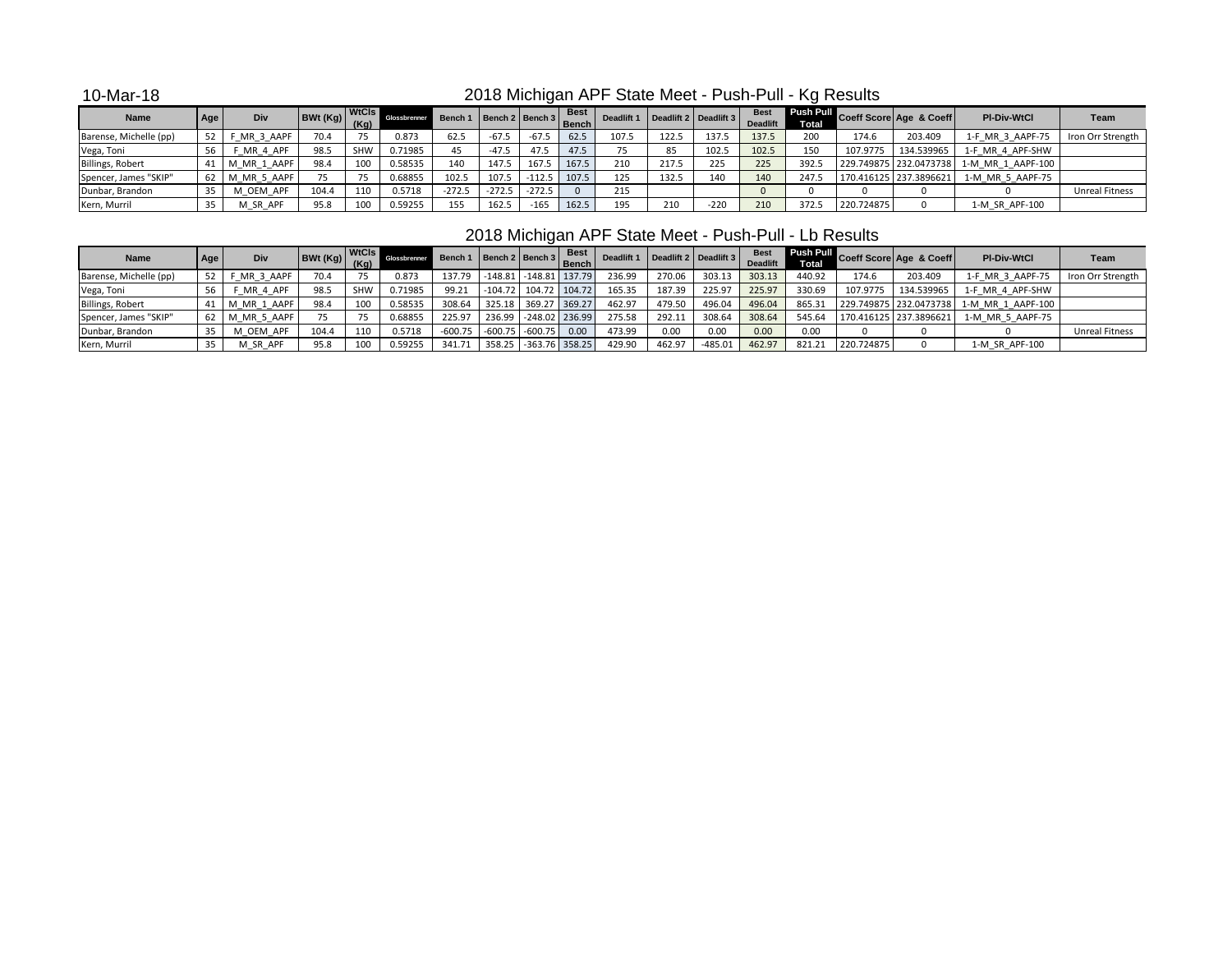10-Mar-18

## 2018 Michigan APF State Meet - Push-Pull - Kg Results

| Name | Age | Div | BWt (Kg) | WtCls (Kg) | Glossbrenner | Bench 1 | Bench 2 | Bench 3 | Best Bench | Deadlift 1 | Deadlift 2 | Deadlift 3 | Best Deadlift | Push Pull Total | Coeff Score | Age & Coeff | Pl-Div-WtCl | Team |
|---|---|---|---|---|---|---|---|---|---|---|---|---|---|---|---|---|---|---|
| Barense, Michelle (pp) | 52 | F_MR_3_AAPF | 70.4 | 75 | 0.873 | 62.5 | -67.5 | -67.5 | 62.5 | 107.5 | 122.5 | 137.5 | 137.5 | 200 | 174.6 | 203.409 | 1-F_MR_3_AAPF-75 | Iron Orr Strength |
| Vega, Toni | 56 | F_MR_4_APF | 98.5 | SHW | 0.71985 | 45 | -47.5 | 47.5 | 47.5 | 75 | 85 | 102.5 | 102.5 | 150 | 107.9775 | 134.539965 | 1-F_MR_4_APF-SHW | |
| Billings, Robert | 41 | M_MR_1_AAPF | 98.4 | 100 | 0.58535 | 140 | 147.5 | 167.5 | 167.5 | 210 | 217.5 | 225 | 225 | 392.5 | 229.749875 | 232.0473738 | 1-M_MR_1_AAPF-100 | |
| Spencer, James "SKIP" | 62 | M_MR_5_AAPF | 75 | 75 | 0.68855 | 102.5 | 107.5 | -112.5 | 107.5 | 125 | 132.5 | 140 | 140 | 247.5 | 170.416125 | 237.3896621 | 1-M_MR_5_AAPF-75 | |
| Dunbar, Brandon | 35 | M_OEM_APF | 104.4 | 110 | 0.5718 | -272.5 | -272.5 | -272.5 | 0 | 215 | | | 0 | 0 | 0 | 0 | 0 | Unreal Fitness |
| Kern, Murril | 35 | M_SR_APF | 95.8 | 100 | 0.59255 | 155 | 162.5 | -165 | 162.5 | 195 | 210 | -220 | 210 | 372.5 | 220.724875 | 0 | 1-M_SR_APF-100 | |

## 2018 Michigan APF State Meet - Push-Pull - Lb Results

| Name | Age | Div | BWt (Kg) | WtCls (Kg) | Glossbrenner | Bench 1 | Bench 2 | Bench 3 | Best Bench | Deadlift 1 | Deadlift 2 | Deadlift 3 | Best Deadlift | Push Pull Total | Coeff Score | Age & Coeff | Pl-Div-WtCl | Team |
|---|---|---|---|---|---|---|---|---|---|---|---|---|---|---|---|---|---|---|
| Barense, Michelle (pp) | 52 | F_MR_3_AAPF | 70.4 | 75 | 0.873 | 137.79 | -148.81 | -148.81 | 137.79 | 236.99 | 270.06 | 303.13 | 303.13 | 440.92 | 174.6 | 203.409 | 1-F_MR_3_AAPF-75 | Iron Orr Strength |
| Vega, Toni | 56 | F_MR_4_APF | 98.5 | SHW | 0.71985 | 99.21 | -104.72 | 104.72 | 104.72 | 165.35 | 187.39 | 225.97 | 225.97 | 330.69 | 107.9775 | 134.539965 | 1-F_MR_4_APF-SHW | |
| Billings, Robert | 41 | M_MR_1_AAPF | 98.4 | 100 | 0.58535 | 308.64 | 325.18 | 369.27 | 369.27 | 462.97 | 479.50 | 496.04 | 496.04 | 865.31 | 229.749875 | 232.0473738 | 1-M_MR_1_AAPF-100 | |
| Spencer, James "SKIP" | 62 | M_MR_5_AAPF | 75 | 75 | 0.68855 | 225.97 | 236.99 | -248.02 | 236.99 | 275.58 | 292.11 | 308.64 | 308.64 | 545.64 | 170.416125 | 237.3896621 | 1-M_MR_5_AAPF-75 | |
| Dunbar, Brandon | 35 | M_OEM_APF | 104.4 | 110 | 0.5718 | -600.75 | -600.75 | -600.75 | 0.00 | 473.99 | 0.00 | 0.00 | 0.00 | 0.00 | 0 | 0 | 0 | Unreal Fitness |
| Kern, Murril | 35 | M_SR_APF | 95.8 | 100 | 0.59255 | 341.71 | 358.25 | -363.76 | 358.25 | 429.90 | 462.97 | -485.01 | 462.97 | 821.21 | 220.724875 | 0 | 1-M_SR_APF-100 | |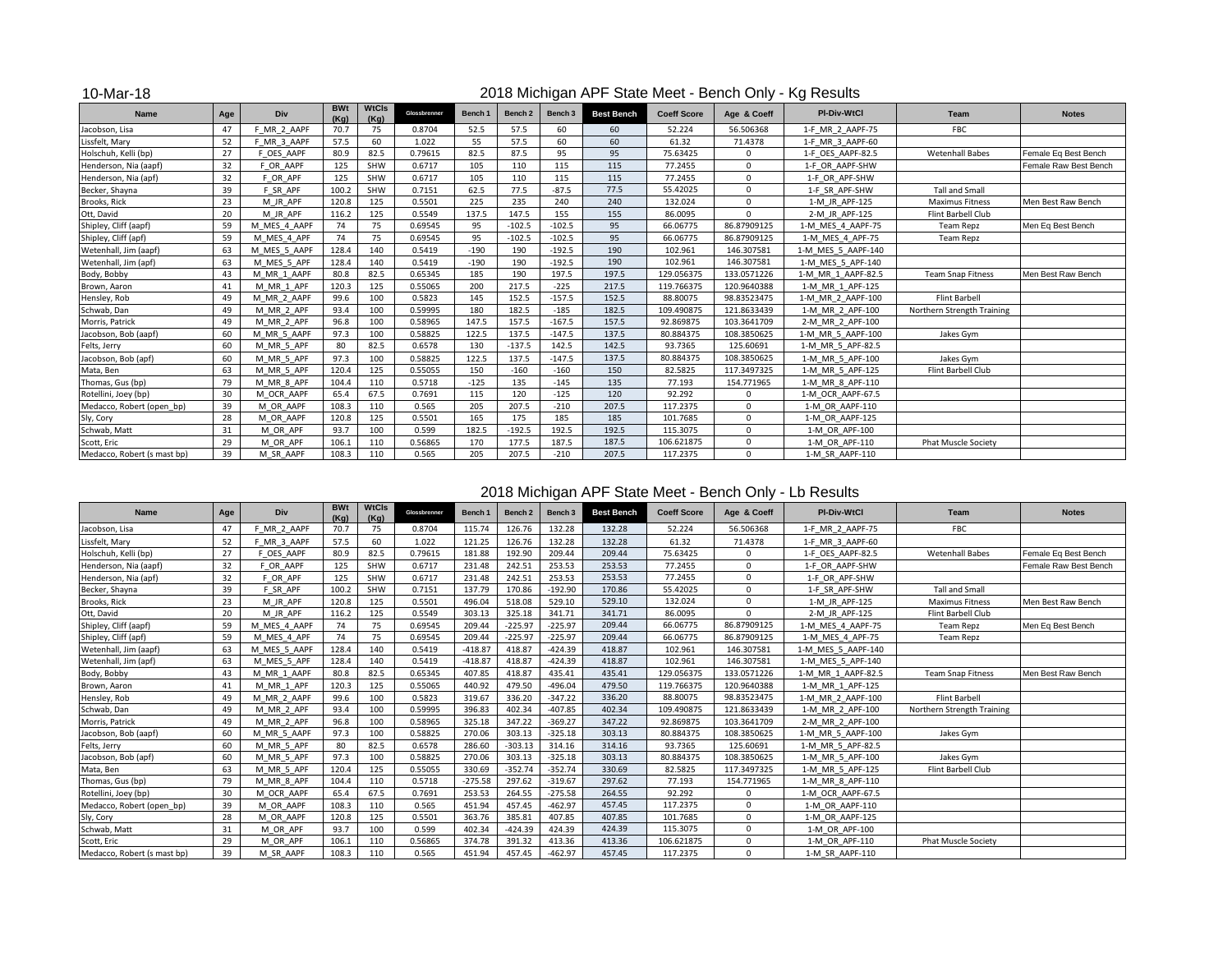10-Mar-18

## 2018 Michigan APF State Meet - Bench Only - Kg Results

| Name | Age | Div | BWt (Kg) | WtCls (Kg) | Glossbrenner | Bench 1 | Bench 2 | Bench 3 | Best Bench | Coeff Score | Age & Coeff | Pl-Div-WtCl | Team | Notes |
|---|---|---|---|---|---|---|---|---|---|---|---|---|---|---|
| Jacobson, Lisa | 47 | F_MR_2_AAPF | 70.7 | 75 | 0.8704 | 52.5 | 57.5 | 60 | 60 | 52.224 | 56.506368 | 1-F_MR_2_AAPF-75 | FBC | |
| Lissfelt, Mary | 52 | F_MR_3_AAPF | 57.5 | 60 | 1.022 | 55 | 57.5 | 60 | 60 | 61.32 | 71.4378 | 1-F_MR_3_AAPF-60 | | |
| Holschuh, Kelli (bp) | 27 | F_OES_AAPF | 80.9 | 82.5 | 0.79615 | 82.5 | 87.5 | 95 | 95 | 75.63425 | 0 | 1-F_OES_AAPF-82.5 | Wetenhall Babes | Female Eq Best Bench |
| Henderson, Nia (aapf) | 32 | F_OR_AAPF | 125 | SHW | 0.6717 | 105 | 110 | 115 | 115 | 77.2455 | 0 | 1-F_OR_AAPF-SHW | | Female Raw Best Bench |
| Henderson, Nia (apf) | 32 | F_OR_APF | 125 | SHW | 0.6717 | 105 | 110 | 115 | 115 | 77.2455 | 0 | 1-F_OR_APF-SHW | | |
| Becker, Shayna | 39 | F_SR_APF | 100.2 | SHW | 0.7151 | 62.5 | 77.5 | -87.5 | 77.5 | 55.42025 | 0 | 1-F_SR_APF-SHW | Tall and Small | |
| Brooks, Rick | 23 | M_JR_APF | 120.8 | 125 | 0.5501 | 225 | 235 | 240 | 240 | 132.024 | 0 | 1-M_JR_APF-125 | Maximus Fitness | Men Best Raw Bench |
| Ott, David | 20 | M_JR_APF | 116.2 | 125 | 0.5549 | 137.5 | 147.5 | 155 | 155 | 86.0095 | 0 | 2-M_JR_APF-125 | Flint Barbell Club | |
| Shipley, Cliff (aapf) | 59 | M_MES_4_AAPF | 74 | 75 | 0.69545 | 95 | -102.5 | -102.5 | 95 | 66.06775 | 86.87909125 | 1-M_MES_4_AAPF-75 | Team Repz | Men Eq Best Bench |
| Shipley, Cliff (apf) | 59 | M_MES_4_APF | 74 | 75 | 0.69545 | 95 | -102.5 | -102.5 | 95 | 66.06775 | 86.87909125 | 1-M_MES_4_APF-75 | Team Repz | |
| Wetenhall, Jim (aapf) | 63 | M_MES_5_AAPF | 128.4 | 140 | 0.5419 | -190 | 190 | -192.5 | 190 | 102.961 | 146.307581 | 1-M_MES_5_AAPF-140 | | |
| Wetenhall, Jim (apf) | 63 | M_MES_5_APF | 128.4 | 140 | 0.5419 | -190 | 190 | -192.5 | 190 | 102.961 | 146.307581 | 1-M_MES_5_APF-140 | | |
| Body, Bobby | 43 | M_MR_1_AAPF | 80.8 | 82.5 | 0.65345 | 185 | 190 | 197.5 | 197.5 | 129.056375 | 133.0571226 | 1-M_MR_1_AAPF-82.5 | Team Snap Fitness | Men Best Raw Bench |
| Brown, Aaron | 41 | M_MR_1_APF | 120.3 | 125 | 0.55065 | 200 | 217.5 | -225 | 217.5 | 119.766375 | 120.9640388 | 1-M_MR_1_APF-125 | | |
| Hensley, Rob | 49 | M_MR_2_AAPF | 99.6 | 100 | 0.5823 | 145 | 152.5 | -157.5 | 152.5 | 88.80075 | 98.83523475 | 1-M_MR_2_AAPF-100 | Flint Barbell | |
| Schwab, Dan | 49 | M_MR_2_APF | 93.4 | 100 | 0.59995 | 180 | 182.5 | -185 | 182.5 | 109.490875 | 121.8633439 | 1-M_MR_2_APF-100 | Northern Strength Training | |
| Morris, Patrick | 49 | M_MR_2_APF | 96.8 | 100 | 0.58965 | 147.5 | 157.5 | -167.5 | 157.5 | 92.869875 | 103.3641709 | 2-M_MR_2_APF-100 | | |
| Jacobson, Bob (aapf) | 60 | M_MR_5_AAPF | 97.3 | 100 | 0.58825 | 122.5 | 137.5 | -147.5 | 137.5 | 80.884375 | 108.3850625 | 1-M_MR_5_AAPF-100 | Jakes Gym | |
| Felts, Jerry | 60 | M_MR_5_APF | 80 | 82.5 | 0.6578 | 130 | -137.5 | 142.5 | 142.5 | 93.7365 | 125.60691 | 1-M_MR_5_APF-82.5 | | |
| Jacobson, Bob (apf) | 60 | M_MR_5_APF | 97.3 | 100 | 0.58825 | 122.5 | 137.5 | -147.5 | 137.5 | 80.884375 | 108.3850625 | 1-M_MR_5_APF-100 | Jakes Gym | |
| Mata, Ben | 63 | M_MR_5_APF | 120.4 | 125 | 0.55055 | 150 | -160 | -160 | 150 | 82.5825 | 117.3497325 | 1-M_MR_5_APF-125 | Flint Barbell Club | |
| Thomas, Gus (bp) | 79 | M_MR_8_APF | 104.4 | 110 | 0.5718 | -125 | 135 | -145 | 135 | 77.193 | 154.771965 | 1-M_MR_8_APF-110 | | |
| Rotellini, Joey (bp) | 30 | M_OCR_AAPF | 65.4 | 67.5 | 0.7691 | 115 | 120 | -125 | 120 | 92.292 | 0 | 1-M_OCR_AAPF-67.5 | | |
| Medacco, Robert (open_bp) | 39 | M_OR_AAPF | 108.3 | 110 | 0.565 | 205 | 207.5 | -210 | 207.5 | 117.2375 | 0 | 1-M_OR_AAPF-110 | | |
| Sly, Cory | 28 | M_OR_AAPF | 120.8 | 125 | 0.5501 | 165 | 175 | 185 | 185 | 101.7685 | 0 | 1-M_OR_AAPF-125 | | |
| Schwab, Matt | 31 | M_OR_APF | 93.7 | 100 | 0.599 | 182.5 | -192.5 | 192.5 | 192.5 | 115.3075 | 0 | 1-M_OR_APF-100 | | |
| Scott, Eric | 29 | M_OR_APF | 106.1 | 110 | 0.56865 | 170 | 177.5 | 187.5 | 187.5 | 106.621875 | 0 | 1-M_OR_APF-110 | Phat Muscle Society | |
| Medacco, Robert (s mast bp) | 39 | M_SR_AAPF | 108.3 | 110 | 0.565 | 205 | 207.5 | -210 | 207.5 | 117.2375 | 0 | 1-M_SR_AAPF-110 | | |

## 2018 Michigan APF State Meet - Bench Only - Lb Results

| Name | Age | Div | BWt (Kg) | WtCls (Kg) | Glossbrenner | Bench 1 | Bench 2 | Bench 3 | Best Bench | Coeff Score | Age & Coeff | Pl-Div-WtCl | Team | Notes |
|---|---|---|---|---|---|---|---|---|---|---|---|---|---|---|
| Jacobson, Lisa | 47 | F_MR_2_AAPF | 70.7 | 75 | 0.8704 | 115.74 | 126.76 | 132.28 | 132.28 | 52.224 | 56.506368 | 1-F_MR_2_AAPF-75 | FBC | |
| Lissfelt, Mary | 52 | F_MR_3_AAPF | 57.5 | 60 | 1.022 | 121.25 | 126.76 | 132.28 | 132.28 | 61.32 | 71.4378 | 1-F_MR_3_AAPF-60 | | |
| Holschuh, Kelli (bp) | 27 | F_OES_AAPF | 80.9 | 82.5 | 0.79615 | 181.88 | 192.90 | 209.44 | 209.44 | 75.63425 | 0 | 1-F_OES_AAPF-82.5 | Wetenhall Babes | Female Eq Best Bench |
| Henderson, Nia (aapf) | 32 | F_OR_AAPF | 125 | SHW | 0.6717 | 231.48 | 242.51 | 253.53 | 253.53 | 77.2455 | 0 | 1-F_OR_AAPF-SHW | | Female Raw Best Bench |
| Henderson, Nia (apf) | 32 | F_OR_APF | 125 | SHW | 0.6717 | 231.48 | 242.51 | 253.53 | 253.53 | 77.2455 | 0 | 1-F_OR_APF-SHW | | |
| Becker, Shayna | 39 | F_SR_APF | 100.2 | SHW | 0.7151 | 137.79 | 170.86 | -192.90 | 170.86 | 55.42025 | 0 | 1-F_SR_APF-SHW | Tall and Small | |
| Brooks, Rick | 23 | M_JR_APF | 120.8 | 125 | 0.5501 | 496.04 | 518.08 | 529.10 | 529.10 | 132.024 | 0 | 1-M_JR_APF-125 | Maximus Fitness | Men Best Raw Bench |
| Ott, David | 20 | M_JR_APF | 116.2 | 125 | 0.5549 | 303.13 | 325.18 | 341.71 | 341.71 | 86.0095 | 0 | 2-M_JR_APF-125 | Flint Barbell Club | |
| Shipley, Cliff (aapf) | 59 | M_MES_4_AAPF | 74 | 75 | 0.69545 | 209.44 | -225.97 | -225.97 | 209.44 | 66.06775 | 86.87909125 | 1-M_MES_4_AAPF-75 | Team Repz | Men Eq Best Bench |
| Shipley, Cliff (apf) | 59 | M_MES_4_APF | 74 | 75 | 0.69545 | 209.44 | -225.97 | -225.97 | 209.44 | 66.06775 | 86.87909125 | 1-M_MES_4_APF-75 | Team Repz | |
| Wetenhall, Jim (aapf) | 63 | M_MES_5_AAPF | 128.4 | 140 | 0.5419 | -418.87 | 418.87 | -424.39 | 418.87 | 102.961 | 146.307581 | 1-M_MES_5_AAPF-140 | | |
| Wetenhall, Jim (apf) | 63 | M_MES_5_APF | 128.4 | 140 | 0.5419 | -418.87 | 418.87 | -424.39 | 418.87 | 102.961 | 146.307581 | 1-M_MES_5_APF-140 | | |
| Body, Bobby | 43 | M_MR_1_AAPF | 80.8 | 82.5 | 0.65345 | 407.85 | 418.87 | 435.41 | 435.41 | 129.056375 | 133.0571226 | 1-M_MR_1_AAPF-82.5 | Team Snap Fitness | Men Best Raw Bench |
| Brown, Aaron | 41 | M_MR_1_APF | 120.3 | 125 | 0.55065 | 440.92 | 479.50 | -496.04 | 479.50 | 119.766375 | 120.9640388 | 1-M_MR_1_APF-125 | | |
| Hensley, Rob | 49 | M_MR_2_AAPF | 99.6 | 100 | 0.5823 | 319.67 | 336.20 | -347.22 | 336.20 | 88.80075 | 98.83523475 | 1-M_MR_2_AAPF-100 | Flint Barbell | |
| Schwab, Dan | 49 | M_MR_2_APF | 93.4 | 100 | 0.59995 | 396.83 | 402.34 | -407.85 | 402.34 | 109.490875 | 121.8633439 | 1-M_MR_2_APF-100 | Northern Strength Training | |
| Morris, Patrick | 49 | M_MR_2_APF | 96.8 | 100 | 0.58965 | 325.18 | 347.22 | -369.27 | 347.22 | 92.869875 | 103.3641709 | 2-M_MR_2_APF-100 | | |
| Jacobson, Bob (aapf) | 60 | M_MR_5_AAPF | 97.3 | 100 | 0.58825 | 270.06 | 303.13 | -325.18 | 303.13 | 80.884375 | 108.3850625 | 1-M_MR_5_AAPF-100 | Jakes Gym | |
| Felts, Jerry | 60 | M_MR_5_APF | 80 | 82.5 | 0.6578 | 286.60 | -303.13 | 314.16 | 314.16 | 93.7365 | 125.60691 | 1-M_MR_5_APF-82.5 | | |
| Jacobson, Bob (apf) | 60 | M_MR_5_APF | 97.3 | 100 | 0.58825 | 270.06 | 303.13 | -325.18 | 303.13 | 80.884375 | 108.3850625 | 1-M_MR_5_APF-100 | Jakes Gym | |
| Mata, Ben | 63 | M_MR_5_APF | 120.4 | 125 | 0.55055 | 330.69 | -352.74 | -352.74 | 330.69 | 82.5825 | 117.3497325 | 1-M_MR_5_APF-125 | Flint Barbell Club | |
| Thomas, Gus (bp) | 79 | M_MR_8_APF | 104.4 | 110 | 0.5718 | -275.58 | 297.62 | -319.67 | 297.62 | 77.193 | 154.771965 | 1-M_MR_8_APF-110 | | |
| Rotellini, Joey (bp) | 30 | M_OCR_AAPF | 65.4 | 67.5 | 0.7691 | 253.53 | 264.55 | -275.58 | 264.55 | 92.292 | 0 | 1-M_OCR_AAPF-67.5 | | |
| Medacco, Robert (open_bp) | 39 | M_OR_AAPF | 108.3 | 110 | 0.565 | 451.94 | 457.45 | -462.97 | 457.45 | 117.2375 | 0 | 1-M_OR_AAPF-110 | | |
| Sly, Cory | 28 | M_OR_AAPF | 120.8 | 125 | 0.5501 | 363.76 | 385.81 | 407.85 | 407.85 | 101.7685 | 0 | 1-M_OR_AAPF-125 | | |
| Schwab, Matt | 31 | M_OR_APF | 93.7 | 100 | 0.599 | 402.34 | -424.39 | 424.39 | 424.39 | 115.3075 | 0 | 1-M_OR_APF-100 | | |
| Scott, Eric | 29 | M_OR_APF | 106.1 | 110 | 0.56865 | 374.78 | 391.32 | 413.36 | 413.36 | 106.621875 | 0 | 1-M_OR_APF-110 | Phat Muscle Society | |
| Medacco, Robert (s mast bp) | 39 | M_SR_AAPF | 108.3 | 110 | 0.565 | 451.94 | 457.45 | -462.97 | 457.45 | 117.2375 | 0 | 1-M_SR_AAPF-110 | | |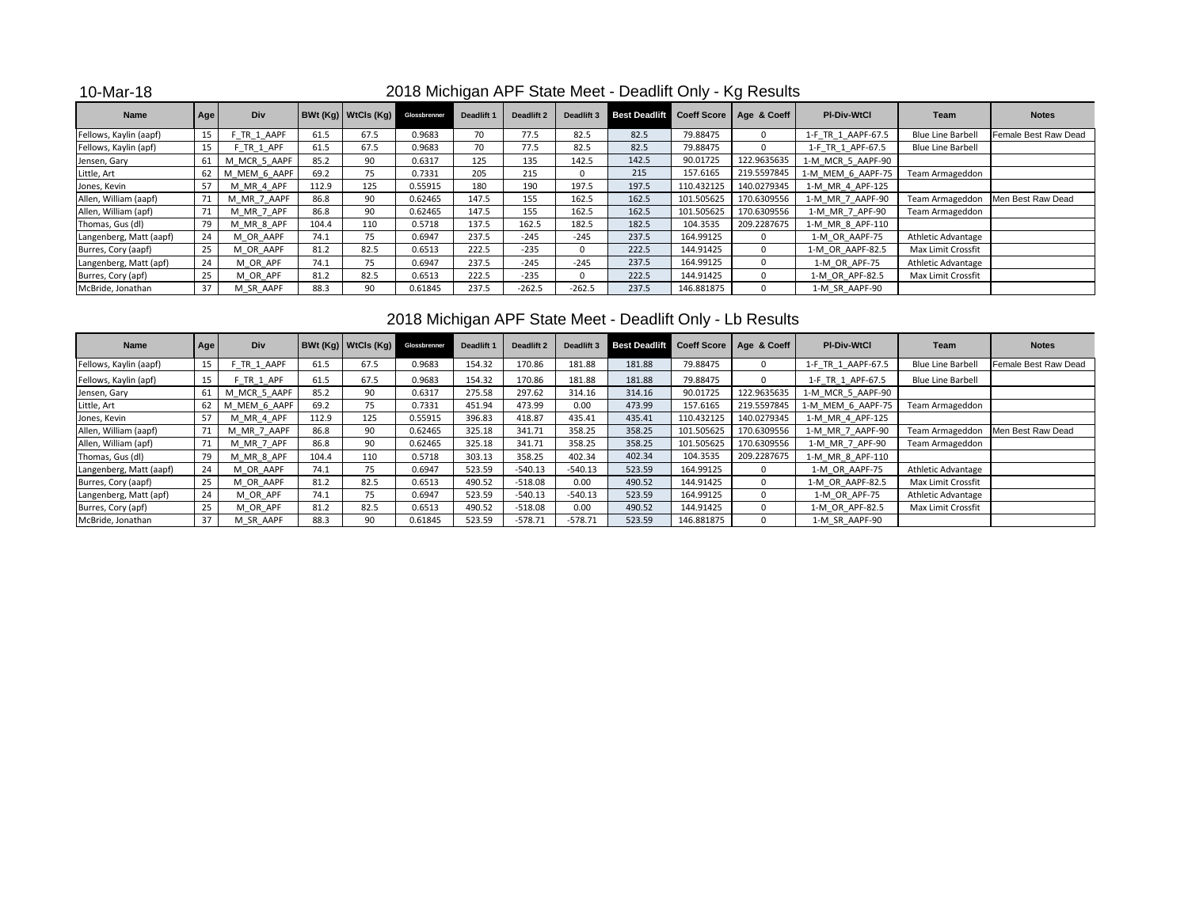10-Mar-18

## 2018 Michigan APF State Meet - Deadlift Only - Kg Results

| Name | Age | Div | BWt (Kg) | WtCls (Kg) | Glossbrenner | Deadlift 1 | Deadlift 2 | Deadlift 3 | Best Deadlift | Coeff Score | Age & Coeff | Pl-Div-WtCl | Team | Notes |
|---|---|---|---|---|---|---|---|---|---|---|---|---|---|---|
| Fellows, Kaylin (aapf) | 15 | F_TR_1_AAPF | 61.5 | 67.5 | 0.9683 | 70 | 77.5 | 82.5 | 82.5 | 79.88475 | 0 | 1-F_TR_1_AAPF-67.5 | Blue Line Barbell | Female Best Raw Dead |
| Fellows, Kaylin (apf) | 15 | F_TR_1_APF | 61.5 | 67.5 | 0.9683 | 70 | 77.5 | 82.5 | 82.5 | 79.88475 | 0 | 1-F_TR_1_APF-67.5 | Blue Line Barbell | |
| Jensen, Gary | 61 | M_MCR_5_AAPF | 85.2 | 90 | 0.6317 | 125 | 135 | 142.5 | 142.5 | 90.01725 | 122.9635635 | 1-M_MCR_5_AAPF-90 | | |
| Little, Art | 62 | M_MEM_6_AAPF | 69.2 | 75 | 0.7331 | 205 | 215 | 0 | 215 | 157.6165 | 219.5597845 | 1-M_MEM_6_AAPF-75 | Team Armageddon | |
| Jones, Kevin | 57 | M_MR_4_APF | 112.9 | 125 | 0.55915 | 180 | 190 | 197.5 | 197.5 | 110.432125 | 140.0279345 | 1-M_MR_4_APF-125 | | |
| Allen, William (aapf) | 71 | M_MR_7_AAPF | 86.8 | 90 | 0.62465 | 147.5 | 155 | 162.5 | 162.5 | 101.505625 | 170.6309556 | 1-M_MR_7_AAPF-90 | Team Armageddon | Men Best Raw Dead |
| Allen, William (apf) | 71 | M_MR_7_APF | 86.8 | 90 | 0.62465 | 147.5 | 155 | 162.5 | 162.5 | 101.505625 | 170.6309556 | 1-M_MR_7_APF-90 | Team Armageddon | |
| Thomas, Gus (dl) | 79 | M_MR_8_APF | 104.4 | 110 | 0.5718 | 137.5 | 162.5 | 182.5 | 182.5 | 104.3535 | 209.2287675 | 1-M_MR_8_APF-110 | | |
| Langenberg, Matt (aapf) | 24 | M_OR_AAPF | 74.1 | 75 | 0.6947 | 237.5 | -245 | -245 | 237.5 | 164.99125 | 0 | 1-M_OR_AAPF-75 | Athletic Advantage | |
| Burres, Cory (aapf) | 25 | M_OR_AAPF | 81.2 | 82.5 | 0.6513 | 222.5 | -235 | 0 | 222.5 | 144.91425 | 0 | 1-M_OR_AAPF-82.5 | Max Limit Crossfit | |
| Langenberg, Matt (apf) | 24 | M_OR_APF | 74.1 | 75 | 0.6947 | 237.5 | -245 | -245 | 237.5 | 164.99125 | 0 | 1-M_OR_APF-75 | Athletic Advantage | |
| Burres, Cory (apf) | 25 | M_OR_APF | 81.2 | 82.5 | 0.6513 | 222.5 | -235 | 0 | 222.5 | 144.91425 | 0 | 1-M_OR_APF-82.5 | Max Limit Crossfit | |
| McBride, Jonathan | 37 | M_SR_AAPF | 88.3 | 90 | 0.61845 | 237.5 | -262.5 | -262.5 | 237.5 | 146.881875 | 0 | 1-M_SR_AAPF-90 | | |

## 2018 Michigan APF State Meet - Deadlift Only - Lb Results

| Name | Age | Div | BWt (Kg) | WtCls (Kg) | Glossbrenner | Deadlift 1 | Deadlift 2 | Deadlift 3 | Best Deadlift | Coeff Score | Age & Coeff | Pl-Div-WtCl | Team | Notes |
|---|---|---|---|---|---|---|---|---|---|---|---|---|---|---|
| Fellows, Kaylin (aapf) | 15 | F_TR_1_AAPF | 61.5 | 67.5 | 0.9683 | 154.32 | 170.86 | 181.88 | 181.88 | 79.88475 | 0 | 1-F_TR_1_AAPF-67.5 | Blue Line Barbell | Female Best Raw Dead |
| Fellows, Kaylin (apf) | 15 | F_TR_1_APF | 61.5 | 67.5 | 0.9683 | 154.32 | 170.86 | 181.88 | 181.88 | 79.88475 | 0 | 1-F_TR_1_APF-67.5 | Blue Line Barbell | |
| Jensen, Gary | 61 | M_MCR_5_AAPF | 85.2 | 90 | 0.6317 | 275.58 | 297.62 | 314.16 | 314.16 | 90.01725 | 122.9635635 | 1-M_MCR_5_AAPF-90 | | |
| Little, Art | 62 | M_MEM_6_AAPF | 69.2 | 75 | 0.7331 | 451.94 | 473.99 | 0.00 | 473.99 | 157.6165 | 219.5597845 | 1-M_MEM_6_AAPF-75 | Team Armageddon | |
| Jones, Kevin | 57 | M_MR_4_APF | 112.9 | 125 | 0.55915 | 396.83 | 418.87 | 435.41 | 435.41 | 110.432125 | 140.0279345 | 1-M_MR_4_APF-125 | | |
| Allen, William (aapf) | 71 | M_MR_7_AAPF | 86.8 | 90 | 0.62465 | 325.18 | 341.71 | 358.25 | 358.25 | 101.505625 | 170.6309556 | 1-M_MR_7_AAPF-90 | Team Armageddon | Men Best Raw Dead |
| Allen, William (apf) | 71 | M_MR_7_APF | 86.8 | 90 | 0.62465 | 325.18 | 341.71 | 358.25 | 358.25 | 101.505625 | 170.6309556 | 1-M_MR_7_APF-90 | Team Armageddon | |
| Thomas, Gus (dl) | 79 | M_MR_8_APF | 104.4 | 110 | 0.5718 | 303.13 | 358.25 | 402.34 | 402.34 | 104.3535 | 209.2287675 | 1-M_MR_8_APF-110 | | |
| Langenberg, Matt (aapf) | 24 | M_OR_AAPF | 74.1 | 75 | 0.6947 | 523.59 | -540.13 | -540.13 | 523.59 | 164.99125 | 0 | 1-M_OR_AAPF-75 | Athletic Advantage | |
| Burres, Cory (aapf) | 25 | M_OR_AAPF | 81.2 | 82.5 | 0.6513 | 490.52 | -518.08 | 0.00 | 490.52 | 144.91425 | 0 | 1-M_OR_AAPF-82.5 | Max Limit Crossfit | |
| Langenberg, Matt (apf) | 24 | M_OR_APF | 74.1 | 75 | 0.6947 | 523.59 | -540.13 | -540.13 | 523.59 | 164.99125 | 0 | 1-M_OR_APF-75 | Athletic Advantage | |
| Burres, Cory (apf) | 25 | M_OR_APF | 81.2 | 82.5 | 0.6513 | 490.52 | -518.08 | 0.00 | 490.52 | 144.91425 | 0 | 1-M_OR_APF-82.5 | Max Limit Crossfit | |
| McBride, Jonathan | 37 | M_SR_AAPF | 88.3 | 90 | 0.61845 | 523.59 | -578.71 | -578.71 | 523.59 | 146.881875 | 0 | 1-M_SR_AAPF-90 | | |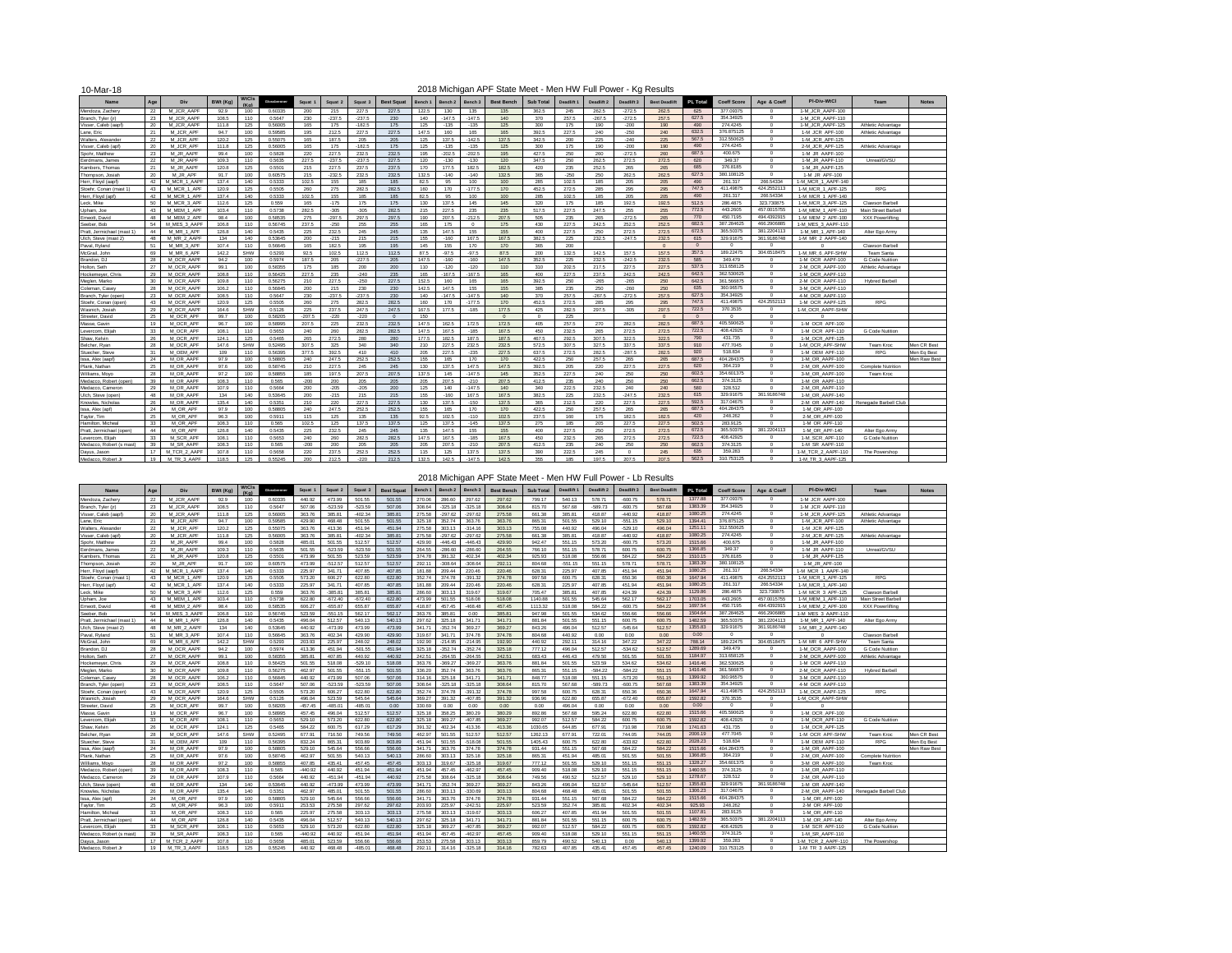10-Mar-18

## 2018 Michigan APF State Meet - Men HW Full Power - Kg Results

| Name | Age | Div | BWt (Kg) | WtCls (Kg) | Glossbrenner | Squat 1 | Squat 2 | Squat 3 | Best Squat | Bench 1 | Bench 2 | Bench 3 | Best Bench | Sub Total | Deadlift 1 | Deadlift 2 | Deadlift 3 | Best Deadlift | PL Total | Coeff Score | Age & Coeff | Pl-Div-WtCl | Team | Notes |
|---|---|---|---|---|---|---|---|---|---|---|---|---|---|---|---|---|---|---|---|---|---|---|---|---|
| Mendoza, Zachery | 22 | M_JCR_AAPF | 92.9 | 100 | 0.60035 | 200 | 215 | 227.5 | 227.5 | 122.5 | 130 | 135 | 135 | 362.5 | 245 | 262.5 | -272.5 | 262.5 | 625 | 377.09375 | 0 | 1-M_JCR_AAPF-100 | | |
| Branch, Tyler (jr) | 23 | M_JCR_AAPF | 108.5 | 110 | 0.5647 | 230 | -237.5 | -237.5 | 230 | 140 | -147.5 | -147.5 | 140 | 370 | 257.5 | -267.5 | -272.5 | 257.5 | 627.5 | 354.34925 | 0 | 1-M_JCR_AAPF-110 | | |
| Visser, Caleb (aapf) | 20 | M_JCR_AAPF | 111.8 | 125 | 0.56005 | 165 | 175 | -182.5 | 175 | 125 | -135 | -135 | 125 | 300 | 175 | 190 | -200 | 190 | 490 | 274.4245 | 0 | 1-M_JCR_AAPF-125 | Athletic Advantage | |
| Lane, Eric | 21 | M_JCR_APF | 94.7 | 100 | 0.59585 | 195 | 212.5 | 227.5 | 227.5 | 147.5 | 160 | 165 | 165 | 392.5 | 227.5 | 240 | -250 | 240 | 632.5 | 376.875125 | 0 | 1-M_JCR_APF-100 | Athletic Advantage | |
| Walters, Alexander | 22 | M_JCR_APF | 120.2 | 125 | 0.55075 | 165 | 187.5 | 205 | 205 | 125 | 137.5 | -142.5 | 137.5 | 342.5 | 200 | 225 | -240 | 225 | 567.5 | 312.550625 | 0 | 1-M_JCR_APF-125 | | |
| Visser, Caleb (apf) | 20 | M_JCR_APF | 111.8 | 125 | 0.56005 | 165 | 175 | -182.5 | 175 | 125 | -135 | -135 | 125 | 300 | 175 | 190 | -200 | 190 | 490 | 274.4245 | 0 | 2-M_JCR_APF-125 | Athletic Advantage | |
| Spohr, Matthew | 23 | M_JR_AAPF | 99.4 | 100 | 0.5826 | 220 | 227.5 | 232.5 | 232.5 | 195 | -202.5 | -202.5 | 195 | 427.5 | 250 | 260 | -272.5 | 260 | 687.5 | 400.675 | 0 | 1-M_JR_AAPF-100 | | |
| Eerdmans, James | 22 | M_JR_AAPF | 109.3 | 110 | 0.5635 | 227.5 | -237.5 | -237.5 | 227.5 | 120 | -130 | -130 | 120 | 347.5 | 250 | 262.5 | 272.5 | 272.5 | 620 | 349.37 | 0 | 1-M_JR_AAPF-110 | Unreal/GVSU | |
| Kambers, Thomas | 21 | M_JR_AAPF | 120.8 | 125 | 0.5501 | 215 | 227.5 | 237.5 | 237.5 | 170 | 177.5 | 182.5 | 182.5 | 420 | 235 | 252.5 | 265 | 265 | 685 | 376.8185 | 0 | 1-M_JR_AAPF-125 | | |
| Thompson, Josiah | 20 | M_JR_APF | 91.7 | 100 | 0.60575 | 215 | -232.5 | 232.5 | 232.5 | 132.5 | -140 | -140 | 132.5 | 365 | -250 | 250 | 262.5 | 262.5 | 627.5 | 380.108125 | 0 | 1-M_JR_APF-100 | | |
| Herr, Floyd (aapf) | 42 | M_MCR_1_AAPF | 137.4 | 140 | 0.5333 | 102.5 | 155 | 185 | 185 | 82.5 | 95 | 100 | 100 | 285 | 102.5 | 185 | 205 | 205 | 490 | 261.317 | 266.54334 | 1-M_MCR_1_AAPF-140 | | |
| Stoehr, Conan (mast 1) | 43 | M_MCR_1_APF | 120.9 | 125 | 0.5505 | 260 | 275 | 282.5 | 282.5 | 160 | 170 | -177.5 | 170 | 452.5 | 272.5 | 285 | 295 | 295 | 747.5 | 411.49875 | 424.2552113 | 1-M_MCR_1_APF-125 | RPG | |
| Herr, Floyd (apf) | 42 | M_MCR_1_APF | 137.4 | 140 | 0.5333 | 102.5 | 155 | 185 | 185 | 82.5 | 95 | 100 | 100 | 285 | 102.5 | 185 | 205 | 205 | 490 | 261.317 | 266.54334 | 1-M_MCR_1_APF-140 | | |
| Leck, Mike | 50 | M_MCR_3_APF | 112.6 | 125 | 0.559 | 165 | -175 | 175 | 175 | 130 | 137.5 | 145 | 145 | 320 | 175 | 185 | 192.5 | 192.5 | 512.5 | 286.4875 | 323.730875 | 1-M_MCR_3_APF-125 | Clawson Barbell | |
| Upham, Joe | 43 | M_MEM_1_APF | 103.4 | 110 | 0.5738 | 282.5 | -305 | -305 | 282.5 | 215 | 227.5 | 235 | 235 | 517.5 | 227.5 | 247.5 | 255 | 255 | 772.5 | 443.2605 | 457.0015755 | 1-M_MEM_1_APF-110 | Main Street Barbell | |
| Ernesti, David | 48 | M_MEM_2_APF | 98.4 | 100 | 0.58535 | 275 | -297.5 | 297.5 | 297.5 | 190 | 207.5 | -212.5 | 207.5 | 505 | 235 | 265 | -272.5 | 265 | 770 | 450.7195 | 494.4392915 | 1-M_MEM_2_APF-100 | XXX Powerlifting | |
| Seeber, Bob | 54 | M_MES_3_AAPF | 106.8 | 110 | 0.56745 | 237.5 | -250 | 255 | 255 | 165 | 175 | 0 | 175 | 430 | 227.5 | 242.5 | 252.5 | 252.5 | 682.5 | 387.284625 | 466.2906885 | 1-M_MES_3_AAPF-110 | | |
| Pratt, Jermichael (mast 1) | 44 | M_MR_1_APF | 126.8 | 140 | 0.5435 | 225 | 232.5 | 245 | 245 | 135 | 147.5 | 155 | 155 | 400 | 227.5 | 250 | 272.5 | 272.5 | 672.5 | 365.50375 | 381.2204113 | 1-M_MR_1_APF-140 | Alter Ego Army | |
| Ulch, Steve (mast 2) | 48 | M_MR_2_AAPF | 134 | 140 | 0.53645 | 200 | -215 | 215 | 215 | 155 | -160 | 167.5 | 167.5 | 382.5 | 225 | 232.5 | -247.5 | 232.5 | 615 | 329.91675 | 361.9186748 | 1-M_MR_2_AAPF-140 | | |
| Pawal, Ryland | 51 | M_MR_3_APF | 107.4 | 110 | 0.56645 | 165 | 182.5 | 195 | 195 | 145 | 155 | 170 | 170 | 365 | 200 | | | 0 | 0 | 0 | | 0 | Clawson Barbell | |
| McGrail, John | 69 | M_MR_6_APF | 142.2 | SHW | 0.5293 | 92.5 | 102.5 | 112.5 | 112.5 | 87.5 | -97.5 | -97.5 | 87.5 | 200 | 132.5 | 142.5 | 157.5 | 157.5 | 357.5 | 189.22475 | 304.6516475 | 1-M_MR_6_APF-SHW | Team Santa | |
| Brandon, DJ | 28 | M_OCR_AAPF | 94.2 | 100 | 0.5974 | 167.5 | 205 | -227.5 | 205 | 147.5 | -160 | -160 | 147.5 | 352.5 | 225 | 232.5 | -242.5 | 232.5 | 585 | 349.479 | 0 | 1-M_OCR_AAPF-100 | G Code Nutrition | |
| Holton, Seth | 27 | M_OCR_AAPF | 99.1 | 100 | 0.58355 | 175 | 185 | 200 | 200 | 110 | -120 | -120 | 110 | 310 | 202.5 | 217.5 | 227.5 | 227.5 | 537.5 | 313.658125 | 0 | 2-M_OCR_AAPF-100 | Athletic Advantage | |
| Hockemeyer, Chris | 29 | M_OCR_AAPF | 108.8 | 110 | 0.56425 | 227.5 | 235 | -240 | 235 | 165 | -167.5 | -167.5 | 165 | 400 | 227.5 | 237.5 | 242.5 | 242.5 | 642.5 | 362.530625 | 0 | 1-M_OCR_AAPF-110 | | |
| Megien, Marko | 30 | M_OCR_AAPF | 109.8 | 110 | 0.56275 | 210 | 227.5 | -250 | 227.5 | 152.5 | 160 | 165 | 165 | 392.5 | 250 | -265 | -265 | 250 | 642.5 | 361.566875 | 0 | 2-M_OCR_AAPF-110 | Hybred Barbell | |
| Coleman, Casey | 28 | M_OCR_AAPF | 108.2 | 110 | 0.56845 | 200 | 215 | 230 | 230 | 142.5 | 147.5 | 155 | 155 | 385 | 235 | 250 | -260 | 250 | 635 | 360.96575 | 0 | 3-M_OCR_AAPF-110 | | |
| Branch, Tyler (open) | 23 | M_OCR_AAPF | 108.5 | 110 | 0.5647 | 230 | -237.5 | -237.5 | 230 | 140 | -147.5 | -147.5 | 140 | 370 | 257.5 | -267.5 | -272.5 | 257.5 | 627.5 | 354.34925 | 0 | 4-M_OCR_AAPF-110 | | |
| Stoehr, Conan (open) | 43 | M_OCR_AAPF | 120.9 | 125 | 0.5505 | 260 | 275 | 282.5 | 282.5 | 160 | 170 | -177.5 | 170 | 452.5 | 272.5 | 285 | 295 | 295 | 747.5 | 411.49875 | 424.2552113 | 1-M_OCR_AAPF-125 | RPG | |
| Waanick, Josiah | 29 | M_OCR_AAPF | 164.6 | SHW | 0.5126 | 225 | 237.5 | 247.5 | 247.5 | 167.5 | 177.5 | -185 | 177.5 | 425 | 282.5 | 297.5 | -305 | 297.5 | 722.5 | 370.3535 | 0 | 1-M_OCR_AAPF-SHW | | |
| Streeter, David | 25 | M_OCR_APF | 99.7 | 100 | 0.58205 | -207.5 | -220 | -220 | 0 | 150 | | | 0 | 0 | 225 | | | 0 | 0 | 0 | | | | |
| Wiese, Gavin | 19 | M_OCR_APF | 96.7 | 100 | 0.58995 | 207.5 | 225 | 232.5 | 232.5 | 147.5 | 162.5 | 172.5 | 172.5 | 405 | 257.5 | 270 | 282.5 | 282.5 | 687.5 | 405.590625 | 0 | 1-M_OCR_APF-100 | | |
| Levercom, Elijah | 33 | M_OCR_APF | 108.1 | 110 | 0.5653 | 240 | 260 | 282.5 | 282.5 | 147.5 | 167.5 | -185 | 167.5 | 450 | 232.5 | 265 | 272.5 | 272.5 | 722.5 | 408.42925 | 0 | 1-M_OCR_APF-110 | G Code Nutrition | |
| Shaw, Kelvin | 26 | M_OCR_APF | 124.1 | 125 | 0.5465 | 265 | 272.5 | 280 | 280 | 177.5 | 182.5 | 187.5 | 187.5 | 467.5 | 292.5 | 307.5 | 322.5 | 322.5 | 790 | 431.735 | 0 | 1-M_OCR_APF-125 | | |
| Belcher, Ryan | 28 | M_OCR_APF | 147.6 | SHW | 0.52495 | 307.5 | 325 | 340 | 340 | 210 | 227.5 | 232.5 | 232.5 | 572.5 | 307.5 | 327.5 | 337.5 | 337.5 | 910 | 477.7045 | 0 | 1-M_OCR_APF-SHW | Team Kroc | Men CR Best |
| Stuecher, Steve | 31 | M_OEM_APF | 109 | 110 | 0.56395 | 377.5 | 392.5 | 410 | 410 | 205 | 227.5 | -235 | 227.5 | 637.5 | 272.5 | 282.5 | -287.5 | 282.5 | 920 | 518.834 | 0 | 1-M_OEM_APF-110 | RPG | Men Eq Best |
| Issa, Alex (apf) | 24 | M_OR_AAPF | 97.9 | 100 | 0.58805 | 240 | 247.5 | 252.5 | 252.5 | 155 | 165 | 170 | 170 | 422.5 | 250 | 257.5 | 265 | 265 | 687.5 | 404.284375 | 0 | 1-M_OR_AAPF-100 | | Men Raw Best |
| Plank, Nathan | 25 | M_OR_AAPF | 97.6 | 100 | 0.58745 | 210 | 227.5 | 245 | 245 | 130 | 137.5 | 147.5 | 147.5 | 392.5 | 205 | 220 | 227.5 | 227.5 | 620 | 364.219 | 0 | 2-M_OR_AAPF-100 | Complete Nutrition | |
| Williams, Moyo | 28 | M_OR_AAPF | 97.2 | 100 | 0.58855 | 185 | 197.5 | 207.5 | 207.5 | 137.5 | 145 | -147.5 | 145 | 352.5 | 227.5 | 240 | 250 | 250 | 602.5 | 354.601375 | 0 | 3-M_OR_AAPF-100 | Team Kroc | |
| Medacco, Robert (open) | 39 | M_OR_AAPF | 108.3 | 110 | 0.565 | -200 | 200 | 205 | 205 | 205 | 207.5 | -210 | 207.5 | 412.5 | 235 | 240 | 250 | 250 | 662.5 | 374.3125 | 0 | 1-M_OR_AAPF-110 | | |
| Medacco, Cameron | 29 | M_OR_AAPF | 107.9 | 110 | 0.5664 | 200 | -205 | -205 | 200 | 125 | 140 | -147.5 | 140 | 340 | 222.5 | 232.5 | 240 | 240 | 580 | 328.512 | 0 | 2-M_OR_AAPF-110 | | |
| Ulch, Steve (open) | 48 | M_OR_AAPF | 134 | 140 | 0.53645 | 200 | -215 | 215 | 215 | 155 | -160 | 167.5 | 167.5 | 382.5 | 225 | 232.5 | -247.5 | 232.5 | 615 | 329.91675 | 361.9186748 | 1-M_OR_AAPF-140 | | |
| Knowles, Nicholas | 26 | M_OR_AAPF | 135.4 | 140 | 0.5351 | 210 | 220 | 227.5 | 227.5 | 130 | 137.5 | -150 | 137.5 | 365 | 212.5 | 220 | 227.5 | 227.5 | 592.5 | 317.04675 | 0 | 2-M_OR_AAPF-140 | Renegade Barbell Club | |
| Issa, Alex (apf) | 24 | M_OR_APF | 97.9 | 100 | 0.58805 | 240 | 247.5 | 252.5 | 252.5 | 155 | 165 | 170 | 170 | 422.5 | 250 | 257.5 | 265 | 265 | 687.5 | 404.284375 | 0 | 1-M_OR_APF-100 | | |
| Taylor, Tim | 25 | M_OR_APF | 98.3 | 100 | 0.5911 | 115 | 125 | 135 | 135 | 92.5 | 102.5 | -110 | 102.5 | 237.5 | 160 | 175 | 182.5 | 182.5 | 420 | 248.262 | 0 | 2-M_OR_APF-100 | | |
| Hamilton, Micheal | 33 | M_OR_APF | 108.3 | 110 | 0.565 | 102.5 | 125 | 137.5 | 137.5 | 125 | 137.5 | -145 | 137.5 | 275 | 185 | 205 | 227.5 | 227.5 | 502.5 | 283.9125 | 0 | 1-M_OR_APF-110 | | |
| Pratt, Jermichael (open) | 44 | M_OR_APF | 126.8 | 140 | 0.5435 | 225 | 232.5 | 245 | 245 | 135 | 147.5 | 155 | 155 | 400 | 227.5 | 250 | 272.5 | 272.5 | 672.5 | 365.50375 | 381.2204113 | 1-M_OR_APF-140 | Alter Ego Army | |
| Levercom, Elijah | 33 | M_SCR_APF | 108.1 | 110 | 0.5653 | 240 | 260 | 282.5 | 282.5 | 147.5 | 167.5 | -185 | 167.5 | 450 | 232.5 | 265 | 272.5 | 272.5 | 722.5 | 408.42925 | 0 | 1-M_SCR_APF-110 | G Code Nutrition | |
| Medacco, Robert (s mast) | 39 | M_SR_AAPF | 108.3 | 110 | 0.565 | -200 | 200 | 205 | 205 | 205 | 207.5 | -210 | 207.5 | 412.5 | 235 | 240 | 250 | 250 | 662.5 | 374.3125 | 0 | 1-M_SR_AAPF-110 | | |
| Dayus, Jason | 17 | M_TCR_2_AAPF | 107.8 | 110 | 0.5658 | 220 | 237.5 | 252.5 | 252.5 | 115 | 125 | 137.5 | 137.5 | 390 | 222.5 | 245 | 0 | 245 | 635 | 359.283 | 0 | 1-M_TCR_2_AAPF-110 | The Powershop | |
| Medacco, Robert Jr | 19 | M_TR_3_AAPF | 118.5 | 125 | 0.55245 | 200 | 212.5 | -220 | 212.5 | 132.5 | 142.5 | -147.5 | 142.5 | 355 | 185 | 197.5 | 207.5 | 207.5 | 562.5 | 310.753125 | 0 | 1-M_TR_3_AAPF-125 | | |

## 2018 Michigan APF State Meet - Men HW Full Power - Lb Results

| Name | Age | Div | BWt (Kg) | WtCls (Kg) | Glossbrenner | Squat 1 | Squat 2 | Squat 3 | Best Squat | Bench 1 | Bench 2 | Bench 3 | Best Bench | Sub Total | Deadlift 1 | Deadlift 2 | Deadlift 3 | Best Deadlift | PL Total | Coeff Score | Age & Coeff | Pl-Div-WtCl | Team | Notes |
|---|---|---|---|---|---|---|---|---|---|---|---|---|---|---|---|---|---|---|---|---|---|---|---|---|
| Mendoza, Zachery | 22 | M_JCR_AAPF | 92.9 | 100 | 0.60035 | 440.92 | 473.99 | 501.55 | 501.55 | 270.06 | 286.60 | 297.62 | 297.62 | 799.17 | 540.13 | 578.71 | -600.75 | 578.71 | 1377.88 | 377.09375 | 0 | 1-M_JCR_AAPF-100 | | |
| Branch, Tyler (jr) | 23 | M_JCR_AAPF | 108.5 | 110 | 0.5647 | 507.06 | -523.59 | -523.59 | 507.06 | 308.64 | -325.18 | -325.18 | 308.64 | 815.70 | 567.68 | -589.73 | -600.75 | 567.68 | 1383.39 | 354.34925 | 0 | 1-M_JCR_AAPF-110 | | |
| Visser, Caleb (aapf) | 20 | M_JCR_AAPF | 111.8 | 125 | 0.56005 | 363.76 | 385.81 | -402.34 | 385.81 | 275.58 | -297.62 | -297.62 | 275.58 | 661.38 | 385.81 | 418.87 | -440.92 | 418.87 | 1080.25 | 274.4245 | 0 | 1-M_JCR_AAPF-125 | Athletic Advantage | |
| Lane, Eric | 21 | M_JCR_APF | 94.7 | 100 | 0.59585 | 429.90 | 468.48 | 501.55 | 501.55 | 325.18 | 352.74 | 363.76 | 363.76 | 865.31 | 501.55 | 529.10 | -551.15 | 529.10 | 1394.41 | 376.875125 | 0 | 1-M_JCR_APF-100 | Athletic Advantage | |
| Walters, Alexander | 22 | M_JCR_APF | 120.2 | 125 | 0.55075 | 363.76 | 413.36 | 451.94 | 451.94 | 275.58 | 303.13 | -314.16 | 303.13 | 755.08 | 440.92 | 496.04 | -529.10 | 496.04 | 1251.11 | 312.550625 | 0 | 1-M_JCR_APF-125 | | |
| Visser, Caleb (apf) | 20 | M_JCR_APF | 111.8 | 125 | 0.56005 | 363.76 | 385.81 | -402.34 | 385.81 | 275.58 | -297.62 | -297.62 | 275.58 | 661.38 | 385.81 | 418.87 | -440.92 | 418.87 | 1080.25 | 274.4245 | 0 | 2-M_JCR_APF-125 | Athletic Advantage | |
| Spohr, Matthew | 23 | M_JR_AAPF | 99.4 | 100 | 0.5826 | 485.01 | 501.55 | 512.57 | 512.57 | 429.90 | -446.43 | -446.43 | 429.90 | 942.47 | 551.15 | 573.20 | -600.75 | 573.20 | 1515.66 | 400.675 | 0 | 1-M_JR_AAPF-100 | | |
| Eerdmans, James | 22 | M_JR_AAPF | 109.3 | 110 | 0.5635 | 501.55 | -523.59 | -523.59 | 501.55 | 264.55 | -286.60 | -286.60 | 264.55 | 766.10 | 551.15 | 578.71 | 600.75 | 600.75 | 1366.85 | 349.37 | 0 | 1-M_JR_AAPF-110 | Unreal/GVSU | |
| Kambers, Thomas | 21 | M_JR_AAPF | 120.8 | 125 | 0.5501 | 473.99 | 501.55 | 523.59 | 523.59 | 374.78 | 391.32 | 402.34 | 402.34 | 925.93 | 518.08 | 556.66 | 584.22 | 584.22 | 1510.15 | 376.8185 | 0 | 1-M_JR_AAPF-125 | | |
| Thompson, Josiah | 20 | M_JR_APF | 91.7 | 100 | 0.60575 | 473.99 | -512.57 | 512.57 | 512.57 | 292.11 | -308.64 | -308.64 | 292.11 | 804.68 | -551.15 | 551.15 | 578.71 | 578.71 | 1383.39 | 380.108125 | 0 | 1-M_JR_APF-100 | | |
| Herr, Floyd (aapf) | 42 | M_MCR_1_AAPF | 137.4 | 140 | 0.5333 | 225.97 | 341.71 | 407.85 | 407.85 | 181.88 | 209.44 | 220.46 | 220.46 | 628.31 | 225.97 | 407.85 | 451.94 | 451.94 | 1080.25 | 261.317 | 266.54334 | 1-M_MCR_1_AAPF-140 | | |
| Stoehr, Conan (mast 1) | 43 | M_MCR_1_APF | 120.9 | 125 | 0.5505 | 573.20 | 606.27 | 622.80 | 622.80 | 352.74 | 374.78 | -391.32 | 374.78 | 997.58 | 600.75 | 628.31 | 650.36 | 650.36 | 1647.94 | 411.49875 | 424.2552113 | 1-M_MCR_1_APF-125 | RPG | |
| Herr, Floyd (apf) | 42 | M_MCR_1_APF | 137.4 | 140 | 0.5333 | 225.97 | 341.71 | 407.85 | 407.85 | 181.88 | 209.44 | 220.46 | 220.46 | 628.31 | 225.97 | 407.85 | 451.94 | 451.94 | 1080.25 | 261.317 | 266.54334 | 1-M_MCR_1_APF-140 | | |
| Leck, Mike | 50 | M_MCR_3_APF | 112.6 | 125 | 0.559 | 363.76 | -385.81 | 385.81 | 385.81 | 286.60 | 303.13 | 319.67 | 319.67 | 705.47 | 385.81 | 407.85 | 424.39 | 424.39 | 1129.86 | 286.4875 | 323.730875 | 1-M_MCR_3_APF-125 | Clawson Barbell | |
| Upham, Joe | 43 | M_MEM_1_APF | 103.4 | 110 | 0.5738 | 622.80 | -672.40 | -672.40 | 622.80 | 473.99 | 501.55 | 518.08 | 518.08 | 1140.88 | 501.55 | 545.64 | 562.17 | 562.17 | 1703.05 | 443.2605 | 457.0015755 | 1-M_MEM_1_APF-110 | Main Street Barbell | |
| Ernesti, David | 48 | M_MEM_2_APF | 98.4 | 100 | 0.58535 | 606.27 | -655.87 | 655.87 | 655.87 | 418.87 | 457.45 | -468.48 | 457.45 | 1113.32 | 518.08 | 584.22 | -600.75 | 584.22 | 1697.54 | 450.7195 | 494.4392915 | 1-M_MEM_2_APF-100 | XXX Powerlifting | |
| Seeber, Bob | 54 | M_MES_3_AAPF | 106.8 | 110 | 0.56745 | 523.59 | -551.15 | 562.17 | 562.17 | 363.76 | 385.81 | 0.00 | 385.81 | 947.98 | 501.55 | 534.62 | 556.66 | 556.66 | 1504.64 | 387.284625 | 466.2906885 | 1-M_MES_3_AAPF-110 | | |
| Pratt, Jermichael (mast 1) | 44 | M_MR_1_APF | 126.8 | 140 | 0.5435 | 496.04 | 512.57 | 540.13 | 540.13 | 297.62 | 325.18 | 341.71 | 341.71 | 881.84 | 501.55 | 551.15 | 600.75 | 600.75 | 1482.59 | 365.50375 | 381.2204113 | 1-M_MR_1_APF-140 | Alter Ego Army | |
| Ulch, Steve (mast 2) | 48 | M_MR_2_AAPF | 134 | 140 | 0.53645 | 440.92 | -473.99 | 473.99 | 473.99 | 341.71 | -352.74 | 369.27 | 369.27 | 843.26 | 496.04 | 512.57 | -545.64 | 512.57 | 1355.83 | 329.91675 | 361.9186748 | 1-M_MR_2_AAPF-140 | | |
| Pawal, Ryland | 51 | M_MR_3_APF | 107.4 | 110 | 0.56645 | 363.76 | 402.34 | 429.90 | 429.90 | 319.67 | 341.71 | 374.78 | 374.78 | 804.68 | 440.92 | 0.00 | 0.00 | 0.00 | 0.00 | 0 | | 0 | Clawson Barbell | |
| McGrail, John | 69 | M_MR_6_APF | 142.2 | SHW | 0.5293 | 203.93 | 225.97 | 248.02 | 248.02 | 192.90 | -214.95 | -214.95 | 192.90 | 440.92 | 292.11 | 314.16 | 347.22 | 347.22 | 788.14 | 189.22475 | 304.6516475 | 1-M_MR_6_APF-SHW | Team Santa | |
| Brandon, DJ | 28 | M_OCR_AAPF | 94.2 | 100 | 0.5974 | 369.27 | 451.94 | -501.55 | 451.94 | 325.18 | -352.74 | -352.74 | 325.18 | 777.12 | 496.04 | 512.57 | -534.62 | 512.57 | 1289.69 | 349.479 | 0 | 1-M_OCR_AAPF-100 | G Code Nutrition | |
| Holton, Seth | 27 | M_OCR_AAPF | 99.1 | 100 | 0.58355 | 385.81 | 407.85 | 440.92 | 440.92 | 242.51 | -264.55 | -264.55 | 242.51 | 683.43 | 446.43 | 479.50 | 501.55 | 501.55 | 1184.97 | 313.658125 | 0 | 2-M_OCR_AAPF-100 | Athletic Advantage | |
| Hockemeyer, Chris | 29 | M_OCR_AAPF | 108.8 | 110 | 0.56425 | 501.55 | 518.08 | -529.10 | 518.08 | 363.76 | -369.27 | -369.27 | 363.76 | 881.84 | 501.55 | 523.59 | 534.62 | 534.62 | 1416.46 | 362.530625 | 0 | 1-M_OCR_AAPF-110 | | |
| Megien, Marko | 30 | M_OCR_AAPF | 109.8 | 110 | 0.56275 | 462.97 | 501.55 | -551.15 | 501.55 | 336.20 | 352.74 | 363.76 | 363.76 | 865.31 | 551.15 | -584.22 | -584.22 | 551.15 | 1416.46 | 361.566875 | 0 | 2-M_OCR_AAPF-110 | Hybred Barbell | |
| Coleman, Casey | 28 | M_OCR_AAPF | 108.2 | 110 | 0.56845 | 440.92 | 473.99 | 507.06 | 507.06 | 314.16 | 325.18 | 341.71 | 341.71 | 848.77 | 518.08 | 551.15 | -573.20 | 551.15 | 1399.92 | 360.96575 | 0 | 3-M_OCR_AAPF-110 | | |
| Branch, Tyler (open) | 23 | M_OCR_AAPF | 108.5 | 110 | 0.5647 | 507.06 | -523.59 | -523.59 | 507.06 | 308.64 | -325.18 | -325.18 | 308.64 | 815.70 | 567.68 | -589.73 | -600.75 | 567.68 | 1383.39 | 354.34925 | 0 | 4-M_OCR_AAPF-110 | | |
| Stoehr, Conan (open) | 43 | M_OCR_AAPF | 120.9 | 125 | 0.5505 | 573.20 | 606.27 | 622.80 | 622.80 | 352.74 | 374.78 | -391.32 | 374.78 | 997.58 | 600.75 | 628.31 | 650.36 | 650.36 | 1647.94 | 411.49875 | 424.2552113 | 1-M_OCR_AAPF-125 | RPG | |
| Waanick, Josiah | 29 | M_OCR_AAPF | 164.6 | SHW | 0.5126 | 496.04 | 523.59 | 545.64 | 545.64 | 369.27 | 391.32 | -407.85 | 391.32 | 936.96 | 622.80 | 655.87 | -672.40 | 655.87 | 1592.82 | 370.3535 | 0 | 1-M_OCR_AAPF-SHW | | |
| Streeter, David | 25 | M_OCR_APF | 99.7 | 100 | 0.58205 | -457.45 | -485.01 | -485.01 | 0.00 | 330.69 | 0.00 | 0.00 | 0.00 | 0.00 | 496.04 | 0.00 | 0.00 | 0.00 | 0.00 | 0 | | | | |
| Wiese, Gavin | 19 | M_OCR_APF | 96.7 | 100 | 0.58995 | 457.45 | 496.04 | 512.57 | 512.57 | 325.18 | 358.25 | 380.29 | 380.29 | 892.86 | 567.68 | 595.24 | 622.80 | 622.80 | 1515.66 | 405.590625 | 0 | 1-M_OCR_APF-100 | | |
| Levercom, Elijah | 33 | M_OCR_APF | 108.1 | 110 | 0.5653 | 529.10 | 573.20 | 622.80 | 622.80 | 325.18 | 369.27 | -407.85 | 369.27 | 992.07 | 512.57 | 584.22 | 600.75 | 600.75 | 1592.82 | 408.42925 | 0 | 1-M_OCR_APF-110 | G Code Nutrition | |
| Shaw, Kelvin | 26 | M_OCR_APF | 124.1 | 125 | 0.5465 | 584.22 | 600.75 | 617.29 | 617.29 | 391.32 | 402.34 | 413.36 | 413.36 | 1030.65 | 644.85 | 677.91 | 710.98 | 710.98 | 1741.63 | 431.735 | 0 | 1-M_OCR_APF-125 | | |
| Belcher, Ryan | 28 | M_OCR_APF | 147.6 | SHW | 0.52495 | 677.91 | 716.50 | 749.56 | 749.56 | 462.97 | 501.55 | 512.57 | 512.57 | 1262.13 | 677.91 | 722.01 | 744.05 | 744.05 | 2006.19 | 477.7045 | 0 | 1-M_OCR_APF-SHW | Team Kroc | Men CR Best |
| Stuecher, Steve | 31 | M_OEM_APF | 109 | 110 | 0.56395 | 832.24 | 865.31 | 903.89 | 903.89 | 451.94 | 501.55 | -518.08 | 501.55 | 1405.43 | 600.75 | 622.80 | -633.82 | 622.80 | 2028.23 | 518.834 | 0 | 1-M_OEM_APF-110 | RPG | Men Eq Best |
| Issa, Alex (apf) | 24 | M_OR_AAPF | 97.9 | 100 | 0.58805 | 529.10 | 545.64 | 556.66 | 556.66 | 341.71 | 363.76 | 374.78 | 374.78 | 931.44 | 551.15 | 567.68 | 584.22 | 584.22 | 1515.66 | 404.284375 | 0 | 1-M_OR_AAPF-100 | | Men Raw Best |
| Plank, Nathan | 25 | M_OR_AAPF | 97.6 | 100 | 0.58745 | 462.97 | 501.55 | 540.13 | 540.13 | 286.60 | 303.13 | 325.18 | 325.18 | 865.31 | 451.94 | 485.01 | 501.55 | 501.55 | 1366.85 | 364.219 | 0 | 2-M_OR_AAPF-100 | Complete Nutrition | |
| Williams, Moyo | 28 | M_OR_AAPF | 97.2 | 100 | 0.58855 | 407.85 | 435.41 | 457.45 | 457.45 | 303.13 | 319.67 | -325.18 | 319.67 | 777.12 | 501.55 | 529.10 | 551.15 | 551.15 | 1328.27 | 354.601375 | 0 | 3-M_OR_AAPF-100 | Team Kroc | |
| Medacco, Robert (open) | 39 | M_OR_AAPF | 108.3 | 110 | 0.565 | -440.92 | 440.92 | 451.94 | 451.94 | 451.94 | 457.45 | -462.97 | 457.45 | 909.40 | 518.08 | 529.10 | 551.15 | 551.15 | 1460.55 | 374.3125 | 0 | 1-M_OR_AAPF-110 | | |
| Medacco, Cameron | 29 | M_OR_AAPF | 107.9 | 110 | 0.5664 | 440.92 | -451.94 | -451.94 | 440.92 | 275.58 | 308.64 | -325.18 | 308.64 | 749.56 | 490.52 | 512.57 | 529.10 | 529.10 | 1278.67 | 328.512 | 0 | 2-M_OR_AAPF-110 | | |
| Ulch, Steve (open) | 48 | M_OR_AAPF | 134 | 140 | 0.53645 | 440.92 | -473.99 | 473.99 | 473.99 | 341.71 | -352.74 | 369.27 | 369.27 | 843.26 | 496.04 | 512.57 | -545.64 | 512.57 | 1355.83 | 329.91675 | 361.9186748 | 1-M_OR_AAPF-140 | | |
| Knowles, Nicholas | 26 | M_OR_AAPF | 135.4 | 140 | 0.5351 | 462.97 | 485.01 | 501.55 | 501.55 | 286.60 | 303.13 | -330.69 | 303.13 | 804.68 | 468.48 | 485.01 | 501.55 | 501.55 | 1306.23 | 317.04675 | 0 | 2-M_OR_AAPF-140 | Renegade Barbell Club | |
| Issa, Alex (apf) | 24 | M_OR_APF | 97.9 | 100 | 0.58805 | 529.10 | 545.64 | 556.66 | 556.66 | 341.71 | 363.76 | 374.78 | 374.78 | 931.44 | 551.15 | 567.68 | 584.22 | 584.22 | 1515.66 | 404.284375 | 0 | 1-M_OR_APF-100 | | |
| Taylor, Tim | 25 | M_OR_APF | 98.3 | 100 | 0.5911 | 253.53 | 275.58 | 297.62 | 297.62 | 203.93 | 225.97 | -242.51 | 225.97 | 523.59 | 352.74 | 385.81 | 402.34 | 402.34 | 925.93 | 248.262 | 0 | 2-M_OR_APF-100 | | |
| Hamilton, Micheal | 33 | M_OR_APF | 108.3 | 110 | 0.565 | 225.97 | 275.58 | 303.13 | 303.13 | 275.58 | 303.13 | -319.67 | 303.13 | 606.27 | 407.85 | 451.94 | 501.55 | 501.55 | 1107.81 | 283.9125 | 0 | 1-M_OR_APF-110 | | |
| Pratt, Jermichael (open) | 44 | M_OR_APF | 126.8 | 140 | 0.5435 | 496.04 | 512.57 | 540.13 | 540.13 | 297.62 | 325.18 | 341.71 | 341.71 | 881.84 | 501.55 | 551.15 | 600.75 | 600.75 | 1482.59 | 365.50375 | 381.2204113 | 1-M_OR_APF-140 | Alter Ego Army | |
| Levercom, Elijah | 33 | M_SCR_APF | 108.1 | 110 | 0.5653 | 529.10 | 573.20 | 622.80 | 622.80 | 325.18 | 369.27 | -407.85 | 369.27 | 992.07 | 512.57 | 584.22 | 600.75 | 600.75 | 1592.82 | 408.42925 | 0 | 1-M_SCR_APF-110 | G Code Nutrition | |
| Medacco, Robert (s mast) | 39 | M_SR_AAPF | 108.3 | 110 | 0.565 | -440.92 | 440.92 | 451.94 | 451.94 | 451.94 | 457.45 | -462.97 | 457.45 | 909.40 | 518.08 | 529.10 | 551.15 | 551.15 | 1460.55 | 374.3125 | 0 | 1-M_SR_AAPF-110 | | |
| Dayus, Jason | 17 | M_TCR_2_AAPF | 107.8 | 110 | 0.5658 | 485.01 | 523.59 | 556.66 | 556.66 | 253.53 | 275.58 | 303.13 | 303.13 | 859.79 | 490.52 | 540.13 | 0.00 | 540.13 | 1399.92 | 359.283 | 0 | 1-M_TCR_2_AAPF-110 | The Powershop | |
| Medacco, Robert Jr | 19 | M_TR_3_AAPF | 118.5 | 125 | 0.55245 | 440.92 | 468.48 | -485.01 | 468.48 | 292.11 | 314.16 | -325.18 | 314.16 | 782.63 | 407.85 | 435.41 | 457.45 | 457.45 | 1240.09 | 310.753125 | 0 | 1-M_TR_3_AAPF-125 | | |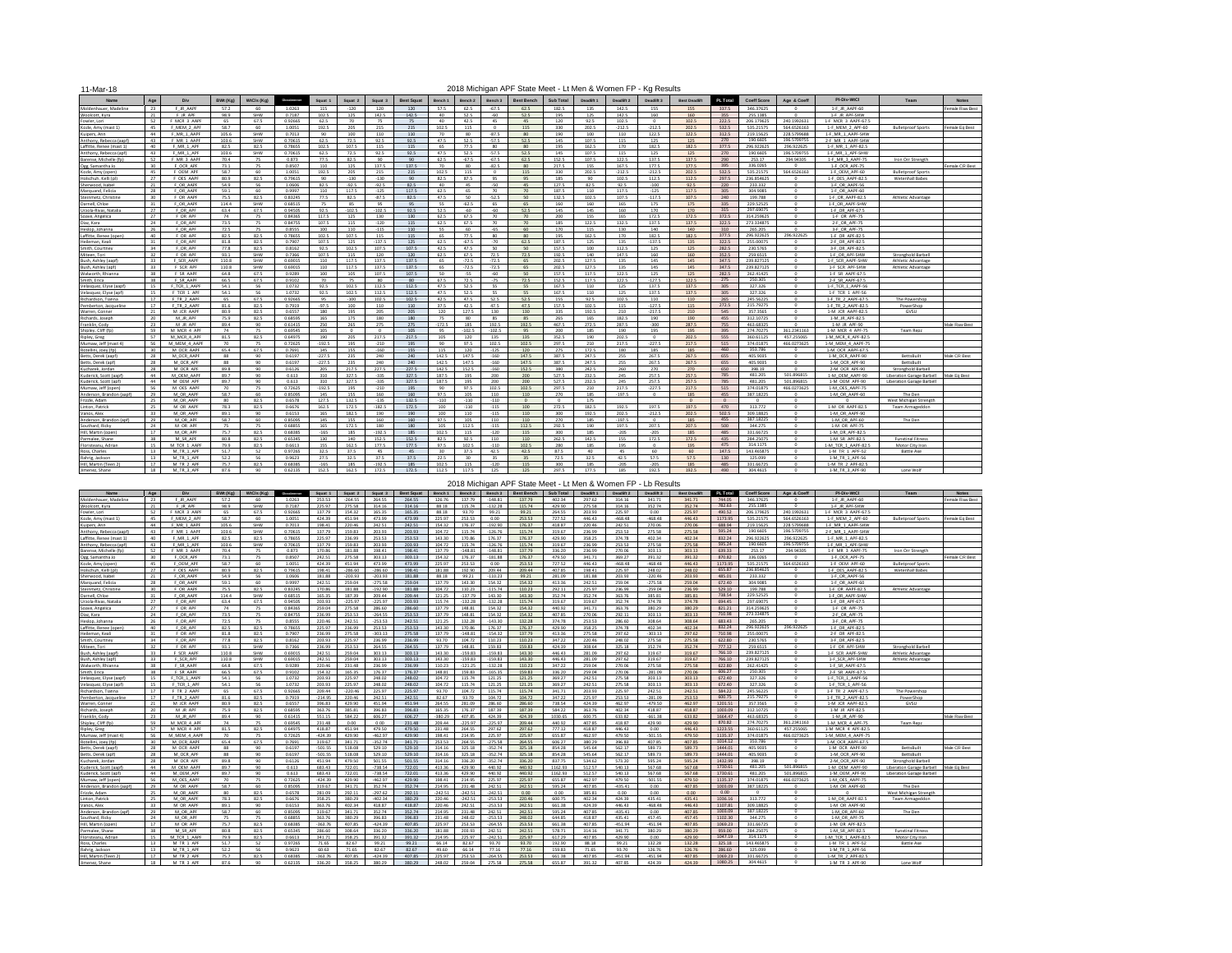11-Mar-18

## 2018 Michigan APF State Meet - Lt Men & Women FP - Kg Results

| Name | Age | Div | BW (Kg) | WtCls (Kg) | Glossbrenner | Squat 1 | Squat 2 | Squat 3 | Best Squat | Bench 1 | Bench 2 | Bench 3 | Best Bench | Sub Total | Deadlift 1 | Deadlift 2 | Deadlift 3 | Best Deadlift | PL Total | Coeff Score | Age & Coeff | Pl-Div-WtCl | Team | Notes |
|---|---|---|---|---|---|---|---|---|---|---|---|---|---|---|---|---|---|---|---|---|---|---|---|---|
| Moldenhauer, Madeline | 23 | F_R_AAPF | 57.2 | 60 | 1.0263 | 115 | -120 | 120 | 120 | 57.5 | 62.5 | -67.5 | 62.5 | 182.5 | 135 | 142.5 | 155 | 155 | 337.5 | 346.37625 | 0 | 1-F_JR_AAPF-60 | | Female Raw Best |
| Woolcott, Kyra | 21 | F_JR_APF | 98.9 | SHW | 0.7187 | 102.5 | 115 | 142.5 | 142.5 | 52.5 | -60 | 52.5 | 52.5 | 195 | 125 | 142.5 | 160 | 160 | 355 | 255.1385 | 0 | 1-F_JR_APF-SHW | | |
| Fowler, Lori | 52 | F_MCR_3_AAPF | 65 | 67.5 | 0.92665 | 62.5 | 70 | 75 | 75 | 40 | 42.5 | 45 | 45 | 120 | 92.5 | 102.5 | 0 | 102.5 | 222.5 | 206.17962 | 240.1992631 | 1-F_MCR_3_AAPF-67.5 | | |
| Kode, Amy (mast 1) | 45 | F_MEM_2_APF | 58.7 | 60 | 1.0051 | 192.5 | 205 | 215 | 215 | 102.5 | 115 | 0 | 115 | 330 | 202.5 | -212.5 | -212.5 | 202.5 | 532.5 | 535.21575 | 564.6526163 | 1-F_MEM_2_APF-60 | Bulletproof Sports | Female Eq Best |
| Kuipers, Ann | 44 | F_MR_1_AAPF | 105.6 | SHW | 0.7013 | 80 | 100 | 110 | 110 | 70 | 80 | -87.5 | 80 | 190 | 100 | 110 | 122.5 | 122.5 | 312.5 | 219.15625 | 228.5799688 | 1-F_MR_1_AAPF-SHW | | |
| Anthony, Rebecca (aapf) | 43 | F_MR_1_AAPF | 103.6 | SHW | 0.70615 | 62.5 | 72.5 | 92.5 | 92.5 | 47.5 | 52.5 | -57.5 | 52.5 | 145 | 107.5 | 115 | 125 | 125 | 270 | 190.6605 | 196.5709755 | 2-F_MR_1_AAPF-SHW | | |
| Laffitte, Renee (mast 1) | 40 | F_MR_1_APF | 82.5 | 82.5 | 0.78655 | 102.5 | 107.5 | 115 | 115 | 65 | 77.5 | 80 | 80 | 195 | 162.5 | 170 | 182.5 | 182.5 | 377.5 | 296.922625 | 296.922625 | 1-F_MR_1_APF-82.5 | | |
| Anthony, Rebecca (apf) | 43 | F_MR_1_APF | 103.6 | SHW | 0.70615 | 62.5 | 72.5 | 92.5 | 92.5 | 47.5 | 52.5 | -57.5 | 52.5 | 145 | 107.5 | 115 | 125 | 125 | 270 | 190.6605 | 196.5709755 | 1-F_MR_1_APF-SHW | | |
| Barenie, Michelle (fp) | 52 | F_MR_3_AAPF | 70.4 | 75 | 0.873 | 77.5 | 82.5 | 90 | 90 | 62.5 | -67.5 | -67.5 | 62.5 | 152.5 | 107.5 | 122.5 | 137.5 | 137.5 | 290 | 253.17 | 294.98305 | 1-F_MR_3_AAPF-75 | Iron Orr Strength | |
| Ogg, Samantha Jo | 30 | F_OCR_APF | 73.1 | 75 | 0.8507 | 110 | 125 | 137.5 | 137.5 | 70 | 80 | -82.5 | 80 | 217.5 | 155 | 167.5 | 177.5 | 177.5 | 395 | 336.0265 | 0 | 1-F_OCR_APF-75 | | Female CR Best |
| Kode, Amy (open) | 45 | F_OEM_APF | 58.7 | 60 | 1.0051 | 192.5 | 205 | 215 | 215 | 102.5 | 115 | 0 | 115 | 330 | 202.5 | -212.5 | -212.5 | 202.5 | 532.5 | 535.21575 | 564.6526163 | 1-F_OEM_APF-60 | Bulletproof Sports | |
| Holschuh, Kelli (d) | 27 | F_OES_AAPF | 80.9 | 82.5 | 0.79615 | 90 | -130 | -130 | 90 | 82.5 | 87.5 | 95 | 95 | 185 | 90 | 102.5 | 112.5 | 112.5 | 297.5 | 236.854625 | 0 | 1-F_OES_AAPF-82.5 | Waterfront Babes | |
| Sherwood, Isabel | 21 | F_OR_AAPF | 54.9 | 56 | 1.0606 | 82.5 | -92.5 | -92.5 | 82.5 | 40 | 45 | -50 | 45 | 127.5 | 82.5 | 92.5 | -100 | 92.5 | 220 | 233.332 | 0 | 1-F_OR_AAPF-56 | | |
| Marquand, Felicia | 28 | F_OR_AAPF | 59.1 | 60 | 0.9997 | 100 | 117.5 | -125 | 117.5 | 62.5 | 65 | 70 | 70 | 187.5 | 102.5 | 110 | 117.5 | 117.5 | 305 | 304.9085 | 0 | 1-F_OR_AAPF-60 | | |
| Steinmetz, Christine | 30 | F_OR_AAPF | 75.5 | 82.5 | 0.83245 | 77.5 | 82.5 | -87.5 | 82.5 | 47.5 | 50 | -52.5 | 50 | 132.5 | 102.5 | 107.5 | -117.5 | 107.5 | 240 | 199.788 | 0 | 1-F_OR_AAPF-82.5 | Athletic Advantage | |
| Darnell, Chloe | 31 | F_OR_AAPF | 114.4 | SHW | 0.68515 | 75 | 85 | 95 | 95 | 55 | -62.5 | 65 | 65 | 160 | 160 | 165 | 175 | 175 | 335 | 229.52525 | 0 | 1-F_OR_AAPF-SHW | | |
| Urzola-Rios, Natalia | 27 | F_OR_APF | 63.4 | 67.5 | 0.94505 | 92.5 | -102.5 | -102.5 | 92.5 | 52.5 | -60 | -60 | 52.5 | 145 | 145 | 160 | 170 | 170 | 315 | 297.69075 | 0 | 1-F_OR_APF-67.5 | | |
| Sowe, Angelica | 27 | F_OR_APF | 74 | 75 | 0.84365 | 117.5 | 125 | 130 | 130 | 62.5 | 67.5 | 70 | 70 | 200 | 155 | 165 | 172.5 | 172.5 | 372.5 | 314.259625 | 0 | 1-F_OR_APF-75 | | |
| Diaz, Kara | 24 | F_OR_APF | 73.5 | 75 | 0.84755 | 110 | 115 | -120 | 115 | 62.5 | 67.5 | 70 | 70 | 185 | 122.5 | 132.5 | 137.5 | 137.5 | 322.5 | 273.334875 | 0 | 2-F_OR_APF-75 | | |
| Heslop, Johanna | 26 | F_OR_APF | 72.5 | 75 | 0.8555 | 100 | 110 | -115 | 110 | 55 | 60 | -65 | 60 | 170 | 115 | 130 | 140 | 140 | 310 | 265.205 | 0 | 3-F_OR_APF-75 | | |
| Laffitte, Renee (open) | 40 | F_OR_APF | 82.5 | 82.5 | 0.78655 | 102.5 | 107.5 | 115 | 115 | 65 | 77.5 | 80 | 80 | 195 | 162.5 | 170 | 182.5 | 182.5 | 377.5 | 296.922625 | 296.922625 | 1-F_OR_APF-82.5 | | |
| Heileman, Keali | 31 | F_OR_APF | 81.8 | 82.5 | 0.7907 | 107.5 | 125 | -137.5 | 125 | 62.5 | -67.5 | -70 | 62.5 | 187.5 | 125 | 135 | -137.5 | 135 | 322.5 | 255.00075 | 0 | 2-F_OR_APF-82.5 | | |
| Smith, Courtney | 34 | F_OR_APF | 77.8 | 82.5 | 0.8162 | 92.5 | 102.5 | 107.5 | 107.5 | 42.5 | 47.5 | 50 | 50 | 157.5 | 100 | 112.5 | 125 | 125 | 282.5 | 230.5765 | 0 | 3-F_OR_APF-82.5 | | |
| Mitsen, Tori | 32 | F_OR_APF | 93.3 | SHW | 0.7366 | 107.5 | 115 | 120 | 120 | 62.5 | 67.5 | 72.5 | 72.5 | 192.5 | 140 | 147.5 | 160 | 160 | 352.5 | 259.6515 | 0 | 1-F_OR_APF-SHW | Stronghold Barbell | |
| Bush, Ashley (aapf) | 33 | F_SCR_AAPF | 110.8 | SHW | 0.69015 | 110 | 117.5 | 137.5 | 137.5 | 65 | -72.5 | -72.5 | 65 | 202.5 | 127.5 | 135 | 145 | 145 | 347.5 | 239.827125 | 0 | 1-F_SCR_AAPF-SHW | Athletic Advantage | |
| Bush, Ashley (apf) | 33 | F_SCR_APF | 110.8 | SHW | 0.69015 | 110 | 117.5 | 137.5 | 137.5 | 65 | -72.5 | -72.5 | 65 | 202.5 | 127.5 | 135 | 145 | 145 | 347.5 | 239.827125 | 0 | 1-F_SCR_APF-SHW | Athletic Advantage | |
| Walworth, Rhianna | 38 | F_SR_AAPF | 64.8 | 67.5 | 0.9289 | 100 | 105 | 107.5 | 107.5 | 50 | -55 | -60 | 50 | 157.5 | 117.5 | 122.5 | 125 | 125 | 282.5 | 262.41425 | 0 | 1-F_SR_AAPF-67.5 | | |
| Smith, Erica | 38 | F_SR_AAPF | 66.5 | 67.5 | 0.9102 | 70 | 75 | 80 | 80 | 67.5 | 72.5 | -75 | 72.5 | 152.5 | 117.5 | 122.5 | -127.5 | 122.5 | 275 | 250.305 | 0 | 2-F_SR_AAPF-67.5 | | |
| Velasquez, Elyse (aapf) | 15 | F_TCR_1_AAPF | 54.3 | 56 | 1.0732 | 92.5 | 102.5 | 112.5 | 112.5 | 47.5 | 52.5 | 55 | 55 | 167.5 | 110 | 125 | 137.5 | 137.5 | 305 | 327.326 | 0 | 1-F_TCR_1_AAPF-56 | | |
| Velasquez, Elyse (apf) | 15 | F_TCR_1_APF | 54.1 | 56 | 1.0732 | 92.5 | 102.5 | 112.5 | 112.5 | 47.5 | 52.5 | 55 | 55 | 167.5 | 110 | 125 | 137.5 | 137.5 | 305 | 327.326 | 0 | 1-F_TCR_1_APF-56 | | |
| Richardson, Tianna | 17 | F_TR_2_AAPF | 65 | 67.5 | 0.92665 | 95 | -100 | 102.5 | 102.5 | 42.5 | 47.5 | 52.5 | 52.5 | 155 | 92.5 | 102.5 | 110 | 110 | 265 | 245.56225 | 0 | 1-F_TR_2_AAPF-67.5 | The Powershop | |
| Pemberton, Jacqueline | 17 | F_TR_2_AAPF | 81.6 | 82.5 | 0.7919 | -97.5 | 100 | 110 | 110 | 37.5 | 42.5 | 47.5 | 47.5 | 157.5 | 102.5 | 115 | -127.5 | 115 | 272.5 | 215.79275 | 0 | 1-F_TR_2_AAPF-82.5 | PowerShop | |
| Warren, Conner | 21 | M_JCR_AAPF | 80.9 | 82.5 | 0.6557 | 180 | 195 | 205 | 205 | 120 | 127.5 | 130 | 130 | 335 | 192.5 | 210 | -217.5 | 210 | 545 | 357.3565 | 0 | 1-M_JCR_AAPF-82.5 | GVSU | |
| Richards, Joseph | 20 | M_JR_APF | 75.9 | 82.5 | 0.68595 | 165 | 175 | 180 | 180 | 75 | 80 | 85 | 85 | 265 | 165 | 182.5 | 190 | 190 | 455 | 312.10725 | 0 | 1-M_JR_APF-82.5 | | |
| Franklin, Cody | 23 | M_JR_APF | 89.4 | 90 | 0.61415 | 250 | 265 | 275 | 275 | -172.5 | 185 | 192.5 | 192.5 | 467.5 | 272.5 | 287.5 | -300 | 287.5 | 755 | 463.68325 | 0 | 1-M_JR_APF-90 | | Male Raw Best |
| Shipley, Cliff (fp) | 59 | M_MCR_4_APF | 74 | 75 | 0.69545 | 105 | 0 | 0 | 105 | 95 | -102.5 | -102.5 | 95 | 200 | 185 | 190 | 195 | 195 | 395 | 274.70275 | 361.2341163 | 1-M_MCR_4_APF-75 | Team Repz | |
| Ripley, Greg | 57 | M_MCR_4_APF | 81.5 | 82.5 | 0.64975 | 190 | 205 | 217.5 | 217.5 | 105 | 120 | 135 | 135 | 352.5 | 190 | 202.5 | 0 | 202.5 | 555 | 360.61125 | 457.255065 | 1-M_MCR_4_APF-82.5 | | |
| Mumaw, Jeff (mast 4) | 56 | M_MEM_4_AAPF | 70 | 75 | 0.72625 | -192.5 | 195 | -210 | 195 | 90 | 97.5 | 102.5 | 102.5 | 297.5 | 210 | 217.5 | -227.5 | 217.5 | 515 | 374.01875 | 466.0273625 | 1-M_MEM_4_AAPF-75 | | |
| Rotellini, Joey (fp) | 30 | M_OCR_AAPF | 65.4 | 67.5 | 0.7691 | 145 | 155 | -160 | 155 | 115 | 120 | -125 | 120 | 275 | 172.5 | 180 | 185 | 185 | 460 | 353.786 | 0 | 1-M_OCR_AAPF-67.5 | | |
| Betts, Derek (aapf) | 28 | M_OCR_AAPF | 88 | 90 | 0.6197 | -227.5 | 235 | 240 | 240 | 142.5 | 147.5 | -160 | 147.5 | 387.5 | 247.5 | 255 | 267.5 | 267.5 | 655 | 405.9035 | 0 | 1-M_OCR_AAPF-90 | BettsBuilt | Male CR Best |
| Betts, Derek (apf) | 28 | M_OCR_APF | 88 | 90 | 0.6197 | -227.5 | 235 | 240 | 240 | 142.5 | 147.5 | -160 | 147.5 | 387.5 | 247.5 | 255 | 267.5 | 267.5 | 655 | 405.9035 | 0 | 1-M_OCR_APF-90 | BettsBuilt | |
| Kucharek, Jordan | 28 | M_OCR_APF | 89.8 | 90 | 0.6126 | 205 | 217.5 | 227.5 | 227.5 | 142.5 | 152.5 | -160 | 152.5 | 380 | 242.5 | 260 | 270 | 270 | 650 | 398.19 | 0 | 2-M_OCR_APF-90 | Stronghold Barbell | |
| Kuderick, Scott (aapf) | 44 | M_OEM_AAPF | 89.7 | 90 | 0.613 | 310 | 327.5 | -335 | 327.5 | 187.5 | 195 | 200 | 200 | 527.5 | 232.5 | 245 | 257.5 | 257.5 | 785 | 481.205 | 501.896815 | 1-M_OEM_AAPF-90 | Liberation Garage Barbell | Male Eq Best |
| Kuderick, Scott (apf) | 44 | M_OEM_APF | 89.7 | 90 | 0.613 | 310 | 327.5 | -335 | 327.5 | 187.5 | 195 | 200 | 200 | 527.5 | 232.5 | 245 | 257.5 | 257.5 | 785 | 481.205 | 501.896815 | 1-M_OEM_APF-90 | Liberation Garage Barbell | |
| Mumaw, Jeff (open) | 56 | M_OES_AAPF | 70 | 75 | 0.72625 | -192.5 | 195 | -210 | 195 | 90 | 97.5 | 102.5 | 102.5 | 297.5 | 210 | 217.5 | -227.5 | 217.5 | 515 | 374.01875 | 466.0273625 | 1-M_OES_AAPF-75 | | |
| Anderson, Brandon (aapf) | 29 | M_OR_AAPF | 58.7 | 60 | 0.85095 | 145 | 155 | 160 | 160 | 97.5 | 105 | 110 | 110 | 270 | 175 | 185 | -197.5 | 185 | 455 | 387.18225 | 0 | 1-M_OR_AAPF-60 | The Den | |
| Frisole, Adam | 25 | M_OR_AAPF | 80 | 82.5 | 0.6578 | 127.5 | 132.5 | -135 | 132.5 | -130 | -130 | -110 | 0 | 0 | 175 | | | | 0 | 0 | 0 | | West Michigan Strength | |
| Linton, Patrick | 25 | M_OR_AAPF | 78.3 | 82.5 | 0.6676 | 162.5 | 172.5 | -182.5 | 172.5 | 100 | -115 | -115 | 100 | 272.5 | 182.5 | 192.5 | 197.5 | 197.5 | 470 | 313.772 | 0 | 1-M_OR_AAPF-82.5 | Team Armageddon | |
| Vanos, Alex | 33 | M_OR_AAPF | 89.1 | 90 | 0.6153 | 165 | 182.5 | 190 | 190 | 100 | 110 | -115 | 110 | 300 | 192.5 | 202.5 | -212.5 | 202.5 | 502.5 | 309.18825 | 0 | 1-M_OR_AAPF-90 | | |
| Anderson, Brandon (apf) | 29 | M_OR_APF | 58.7 | 60 | 0.85095 | 145 | 155 | 160 | 160 | 97.5 | 105 | 110 | 110 | 270 | 175 | 185 | -197.5 | 185 | 455 | 387.18225 | 0 | 1-M_OR_APF-60 | The Den | |
| Southard, Ricky | 24 | M_OR_APF | 75 | 75 | 0.68855 | 165 | 172.5 | 180 | 180 | 105 | 112.5 | -115 | 112.5 | 292.5 | 190 | 197.5 | 207.5 | 207.5 | 500 | 344.275 | 0 | 1-M_OR_APF-75 | | |
| Hill, Martin (open) | 17 | M_OR_APF | 75.7 | 82.5 | 0.68385 | 165 | 185 | -192.5 | 185 | 102.5 | 115 | 120 | 120 | 300 | 185 | -205 | -205 | 185 | 485 | 331.66725 | 0 | 1-M_OR_APF-82.5 | | |
| Parmalee, Shane | 38 | M_SR_APF | 80.8 | 82.5 | 0.65345 | 130 | 140 | 152.5 | 152.5 | 82.5 | 92.5 | 110 | 110 | 262.5 | 142.5 | 155 | 172.5 | 172.5 | 435 | 284.25075 | 0 | 1-M_SR_APF-82.5 | Functional Fitness | |
| Florisinnova, Adrian | 15 | M_TCR_1_AAPF | 79.9 | 82.5 | 0.6613 | 155 | 162.5 | 177.5 | 177.5 | 97.5 | 102.5 | -110 | 102.5 | 280 | 185 | 195 | 0 | 195 | 475 | 314.1175 | 0 | 1-M_TCR_1_AAPF-82.5 | Motor City Iron | |
| Ross, Charles | 13 | M_TR_1_APF | 51.7 | 52 | 0.97265 | 32.5 | 37.5 | 45 | 45 | 30 | 37.5 | 42.5 | 42.5 | 87.5 | 40 | 45 | 60 | 60 | 147.5 | 143.465875 | 0 | 1-M_TR_1_APF-52 | Battle Axe | |
| Rahrig, Jackson | 13 | M_TR_1_APF | 52.2 | 56 | 0.9623 | 27.5 | 32.5 | 37.5 | 37.5 | 22.5 | 30 | 35 | 35 | 72.5 | 32.5 | 42.5 | 57.5 | 57.5 | 130 | 125.099 | 0 | 1-M_TR_1_APF-56 | | |
| Hill, Martin (Teen 2) | 17 | M_TR_2_APF | 75.7 | 82.5 | 0.68385 | 165 | 185 | -192.5 | 185 | 102.5 | 115 | 120 | 120 | 300 | 185 | -205 | -205 | 185 | 485 | 331.66725 | 0 | 1-M_TR_2_APF-82.5 | | |
| Jimenez, Shane | 18 | M_TR_3_APF | 87.6 | 90 | 0.62135 | 152.5 | 162.5 | 172.5 | 172.5 | 112.5 | 117.5 | 125 | 125 | 297.5 | 177.5 | 185 | 192.5 | 192.5 | 490 | 304.4615 | 0 | 1-M_TR_3_APF-90 | Lone Wolf | |

## 2018 Michigan APF State Meet - Lt Men & Women FP - Lb Results

| Name | Age | Div | BW (Kg) | WtCls (Kg) | Glossbrenner | Squat 1 | Squat 2 | Squat 3 | Best Squat | Bench 1 | Bench 2 | Bench 3 | Best Bench | Sub Total | Deadlift 1 | Deadlift 2 | Deadlift 3 | Best Deadlift | PL Total | Coeff Score | Age & Coeff | Pl-Div-WtCl | Team | Notes |
|---|---|---|---|---|---|---|---|---|---|---|---|---|---|---|---|---|---|---|---|---|---|---|---|---|
| Moldenhauer, Madeline | 23 | F_R_AAPF | 57.2 | 60 | 1.0263 | 253.53 | -264.55 | 264.55 | 264.55 | 126.76 | 137.79 | -148.81 | 137.79 | 402.34 | 297.62 | 314.16 | 341.71 | 341.71 | 744.05 | 346.37625 | 0 | 1-F_JR_AAPF-60 | | Female Raw Best |
| Woolcott, Kyra | 21 | F_JR_APF | 98.9 | SHW | 0.7187 | 225.97 | 253.53 | 314.16 | 314.16 | 115.74 | -132.28 | 115.74 | 115.74 | 429.90 | 275.58 | 314.16 | 352.74 | 352.74 | 782.63 | 255.1385 | 0 | 1-F_JR_APF-SHW | | |
| Fowler, Lori | 52 | F_MCR_3_AAPF | 65 | 67.5 | 0.92665 | 137.79 | 154.32 | 165.35 | 165.35 | 88.18 | 93.70 | 99.21 | 99.21 | 264.55 | 203.93 | 225.97 | 0.00 | 225.97 | 490.52 | 206.17962 | 240.1992631 | 1-F_MCR_3_AAPF-67.5 | | |
| Kode, Amy (mast 1) | 45 | F_MEM_2_APF | 58.7 | 60 | 1.0051 | 424.39 | 451.94 | 473.99 | 473.99 | 225.97 | 253.53 | 0.00 | 253.53 | 727.52 | 446.43 | -468.48 | -468.48 | 446.43 | 1173.95 | 535.21575 | 564.6526163 | 1-F_MEM_2_APF-60 | Bulletproof Sports | Female Eq Best |
| Kuipers, Ann | 44 | F_MR_1_AAPF | 105.6 | SHW | 0.7013 | 176.37 | 220.46 | 242.51 | 242.51 | 154.32 | 176.37 | -192.90 | 176.37 | 418.87 | 220.46 | 242.51 | 270.06 | 270.06 | 688.94 | 219.15625 | 228.5799688 | 1-F_MR_1_AAPF-SHW | | |
| Anthony, Rebecca (aapf) | 43 | F_MR_1_AAPF | 103.6 | SHW | 0.70615 | 137.79 | 159.83 | 203.93 | 203.93 | 104.72 | 115.74 | -126.76 | 115.74 | 319.67 | 236.99 | 253.53 | 275.58 | 275.58 | 595.24 | 190.6605 | 196.5709755 | 2-F_MR_1_AAPF-SHW | | |
| Laffitte, Renee (mast 1) | 40 | F_MR_1_APF | 82.5 | 82.5 | 0.78655 | 225.97 | 236.99 | 253.53 | 253.53 | 143.30 | 170.86 | 176.37 | 176.37 | 429.90 | 358.25 | 374.78 | 402.34 | 402.34 | 832.24 | 296.922625 | 296.922625 | 1-F_MR_1_APF-82.5 | | |
| Anthony, Rebecca (apf) | 43 | F_MR_1_APF | 103.6 | SHW | 0.70615 | 137.79 | 159.83 | 203.93 | 203.93 | 104.72 | 115.74 | -126.76 | 115.74 | 319.67 | 236.99 | 253.53 | 275.58 | 275.58 | 595.24 | 190.6605 | 196.5709755 | 1-F_MR_1_APF-SHW | | |
| Barenie, Michelle (fp) | 52 | F_MR_3_AAPF | 70.4 | 75 | 0.873 | 170.86 | 181.88 | 198.41 | 198.41 | 137.79 | -148.81 | -148.81 | 137.79 | 336.20 | 236.99 | 270.06 | 303.13 | 303.13 | 639.33 | 253.17 | 294.98305 | 1-F_MR_3_AAPF-75 | Iron Orr Strength | |
| Ogg, Samantha Jo | 30 | F_OCR_APF | 73.1 | 75 | 0.8507 | 242.51 | 275.58 | 303.13 | 303.13 | 154.32 | 176.37 | -181.88 | 176.37 | 479.50 | 341.71 | 369.27 | 391.32 | 391.32 | 870.82 | 336.0265 | 0 | 1-F_OCR_APF-75 | | Female CR Best |
| Kode, Amy (open) | 45 | F_OEM_APF | 58.7 | 60 | 1.0051 | 424.39 | 451.94 | 473.99 | 473.99 | 225.97 | 253.53 | 0.00 | 253.53 | 727.52 | 446.43 | -468.48 | -468.48 | 446.43 | 1173.95 | 535.21575 | 564.6526163 | 1-F_OEM_APF-60 | Bulletproof Sports | |
| Holschuh, Kelli (d) | 27 | F_OES_AAPF | 80.9 | 82.5 | 0.79615 | 198.41 | -286.60 | -286.60 | 198.41 | 181.88 | 192.90 | 209.44 | 209.44 | 407.85 | 198.41 | 225.97 | 248.02 | 248.02 | 655.87 | 236.854625 | 0 | 1-F_OES_AAPF-82.5 | Waterfront Babes | |
| Sherwood, Isabel | 21 | F_OR_AAPF | 54.9 | 56 | 1.0606 | 181.88 | -203.93 | -203.93 | 181.88 | 88.18 | 99.21 | -110.23 | 99.21 | 281.09 | 181.88 | 203.93 | -220.46 | 203.93 | 485.01 | 233.332 | 0 | 1-F_OR_AAPF-56 | | |
| Marquand, Felicia | 28 | F_OR_AAPF | 59.1 | 60 | 0.9997 | 220.46 | 259.04 | -275.58 | 259.04 | 137.79 | 143.30 | 154.32 | 154.32 | 413.36 | 225.97 | 242.51 | 259.04 | 259.04 | 672.40 | 304.9085 | 0 | 1-F_OR_AAPF-60 | | |
| Steinmetz, Christine | 30 | F_OR_AAPF | 75.5 | 82.5 | 0.83245 | 170.86 | 181.88 | -192.90 | 181.88 | 104.72 | 110.23 | -115.74 | 110.23 | 292.11 | 225.97 | 236.99 | -259.04 | 236.99 | 529.10 | 199.788 | 0 | 1-F_OR_AAPF-82.5 | Athletic Advantage | |
| Darnell, Chloe | 31 | F_OR_AAPF | 114.4 | SHW | 0.68515 | 165.35 | 187.39 | 209.44 | 209.44 | 121.25 | -137.79 | 143.30 | 143.30 | 352.74 | 352.74 | 363.76 | 385.81 | 385.81 | 738.54 | 229.52525 | 0 | 1-F_OR_AAPF-SHW | | |
| Urzola-Rios, Natalia | 27 | F_OR_APF | 63.4 | 67.5 | 0.94505 | 203.93 | -225.97 | -225.97 | 203.93 | 115.74 | -132.28 | -132.28 | 115.74 | 319.67 | 319.67 | 352.74 | 374.78 | 374.78 | 694.45 | 297.69075 | 0 | 1-F_OR_APF-67.5 | | |
| Sowe, Angelica | 27 | F_OR_APF | 74 | 75 | 0.84365 | 259.04 | 275.58 | 286.60 | 286.60 | 137.79 | 148.81 | 154.32 | 154.32 | 440.92 | 341.71 | 363.76 | 380.29 | 380.29 | 821.21 | 314.259625 | 0 | 1-F_OR_APF-75 | | |
| Diaz, Kara | 24 | F_OR_APF | 73.5 | 75 | 0.84755 | 242.51 | 253.53 | -264.55 | 253.53 | 137.79 | 148.81 | 154.32 | 154.32 | 407.85 | 270.06 | 292.11 | 303.13 | 303.13 | 710.98 | 273.334875 | 0 | 2-F_OR_APF-75 | | |
| Heslop, Johanna | 26 | F_OR_APF | 72.5 | 75 | 0.8555 | 220.46 | 242.51 | -253.53 | 242.51 | 121.25 | 132.28 | -143.30 | 132.28 | 374.78 | 253.53 | 286.60 | 308.64 | 308.64 | 683.43 | 265.205 | 0 | 3-F_OR_APF-75 | | |
| Laffitte, Renee (open) | 40 | F_OR_APF | 82.5 | 82.5 | 0.78655 | 225.97 | 236.99 | 253.53 | 253.53 | 143.30 | 170.86 | 176.37 | 176.37 | 429.90 | 358.25 | 374.78 | 402.34 | 402.34 | 832.24 | 296.922625 | 296.922625 | 1-F_OR_APF-82.5 | | |
| Heileman, Keali | 31 | F_OR_APF | 81.8 | 82.5 | 0.7907 | 236.99 | 275.58 | -303.13 | 275.58 | 137.79 | -148.81 | -154.32 | 137.79 | 413.36 | 275.58 | 297.62 | -303.13 | 297.62 | 710.98 | 255.00075 | 0 | 2-F_OR_APF-82.5 | | |
| Smith, Courtney | 34 | F_OR_APF | 77.8 | 82.5 | 0.8162 | 203.93 | 225.97 | 236.99 | 236.99 | 93.70 | 104.72 | 110.23 | 110.23 | 347.22 | 220.46 | 248.02 | 275.58 | 275.58 | 622.80 | 230.5765 | 0 | 3-F_OR_APF-82.5 | | |
| Mitsen, Tori | 32 | F_OR_APF | 93.3 | SHW | 0.7366 | 236.99 | 253.53 | 264.55 | 264.55 | 137.79 | 148.81 | 159.83 | 159.83 | 424.39 | 308.64 | 325.18 | 352.74 | 352.74 | 777.12 | 259.6515 | 0 | 1-F_OR_APF-SHW | Stronghold Barbell | |
| Bush, Ashley (aapf) | 33 | F_SCR_AAPF | 110.8 | SHW | 0.69015 | 242.51 | 259.04 | 303.13 | 303.13 | 143.30 | -159.83 | -159.83 | 143.30 | 446.43 | 281.09 | 297.62 | 319.67 | 319.67 | 766.10 | 239.827125 | 0 | 1-F_SCR_AAPF-SHW | Athletic Advantage | |
| Bush, Ashley (apf) | 33 | F_SCR_APF | 110.8 | SHW | 0.69015 | 242.51 | 259.04 | 303.13 | 303.13 | 143.30 | -159.83 | -159.83 | 143.30 | 446.43 | 281.09 | 297.62 | 319.67 | 319.67 | 766.10 | 239.827125 | 0 | 1-F_SCR_APF-SHW | Athletic Advantage | |
| Walworth, Rhianna | 38 | F_SR_AAPF | 64.8 | 67.5 | 0.9289 | 220.46 | 231.48 | 236.99 | 236.99 | 110.23 | -121.25 | -132.28 | 110.23 | 347.22 | 259.04 | 270.06 | 275.58 | 275.58 | 622.80 | 262.41425 | 0 | 1-F_SR_AAPF-67.5 | | |
| Smith, Erica | 38 | F_SR_AAPF | 66.5 | 67.5 | 0.9102 | 154.32 | 165.35 | 176.37 | 176.37 | 148.81 | 159.83 | -165.35 | 159.83 | 336.20 | 259.04 | 270.06 | -281.09 | 270.06 | 606.27 | 250.305 | 0 | 2-F_SR_AAPF-67.5 | | |
| Velasquez, Elyse (aapf) | 15 | F_TCR_1_AAPF | 54.3 | 56 | 1.0732 | 203.93 | 225.97 | 248.02 | 248.02 | 104.72 | 115.74 | 121.25 | 121.25 | 369.27 | 242.51 | 275.58 | 303.13 | 303.13 | 672.40 | 327.326 | 0 | 1-F_TCR_1_AAPF-56 | | |
| Velasquez, Elyse (apf) | 15 | F_TCR_1_APF | 54.1 | 56 | 1.0732 | 203.93 | 225.97 | 248.02 | 248.02 | 104.72 | 115.74 | 121.25 | 121.25 | 369.27 | 242.51 | 275.58 | 303.13 | 303.13 | 672.40 | 327.326 | 0 | 1-F_TCR_1_APF-56 | | |
| Richardson, Tianna | 17 | F_TR_2_AAPF | 65 | 67.5 | 0.92665 | 209.44 | -220.46 | 225.97 | 225.97 | 93.70 | 104.72 | 115.74 | 115.74 | 341.71 | 203.93 | 225.97 | 242.51 | 242.51 | 584.22 | 245.56225 | 0 | 1-F_TR_2_AAPF-67.5 | The Powershop | |
| Pemberton, Jacqueline | 17 | F_TR_2_AAPF | 81.6 | 82.5 | 0.7919 | -214.95 | 220.46 | 242.51 | 242.51 | 82.67 | 93.70 | 104.72 | 104.72 | 347.22 | 225.97 | 253.53 | -281.09 | 253.53 | 600.75 | 215.79275 | 0 | 1-F_TR_2_AAPF-82.5 | PowerShop | |
| Warren, Conner | 21 | M_JCR_AAPF | 80.9 | 82.5 | 0.6557 | 396.83 | 429.90 | 451.94 | 451.94 | 264.55 | 281.09 | 286.60 | 286.60 | 738.54 | 424.39 | 462.97 | -479.50 | 462.97 | 1201.51 | 357.3565 | 0 | 1-M_JCR_AAPF-82.5 | GVSU | |
| Richards, Joseph | 20 | M_JR_APF | 75.9 | 82.5 | 0.68595 | 363.76 | 385.81 | 396.83 | 396.83 | 165.35 | 176.37 | 187.39 | 187.39 | 584.22 | 363.76 | 402.34 | 418.87 | 418.87 | 1003.09 | 312.10725 | 0 | 1-M_JR_APF-82.5 | | |
| Franklin, Cody | 23 | M_JR_APF | 89.4 | 90 | 0.61415 | 551.15 | 584.22 | 606.27 | 606.27 | -380.29 | 407.85 | 424.39 | 424.39 | 1030.65 | 600.75 | 633.82 | -661.38 | 633.82 | 1664.47 | 463.68325 | 0 | 1-M_JR_APF-90 | | Male Raw Best |
| Shipley, Cliff (fp) | 59 | M_MCR_4_APF | 74 | 75 | 0.69545 | 231.48 | 0.00 | 0.00 | 231.48 | 209.44 | -225.97 | -225.97 | 209.44 | 440.92 | 407.85 | 418.87 | 429.90 | 429.90 | 870.82 | 274.70275 | 361.2341163 | 1-M_MCR_4_APF-75 | Team Repz | |
| Ripley, Greg | 57 | M_MCR_4_APF | 81.5 | 82.5 | 0.64975 | 418.87 | 451.94 | 479.50 | 479.50 | 231.48 | 264.55 | 297.62 | 297.62 | 777.12 | 418.87 | 446.43 | 0.00 | 446.43 | 1223.55 | 360.61125 | 457.255065 | 1-M_MCR_4_APF-82.5 | | |
| Mumaw, Jeff (mast 4) | 56 | M_MEM_4_AAPF | 70 | 75 | 0.72625 | -424.39 | 429.90 | -462.97 | 429.90 | 198.41 | 214.95 | 225.97 | 225.97 | 655.87 | 462.97 | 479.50 | -501.55 | 479.50 | 1135.37 | 374.01875 | 466.0273625 | 1-M_MEM_4_AAPF-75 | | |
| Rotellini, Joey (fp) | 30 | M_OCR_AAPF | 65.4 | 67.5 | 0.7691 | 319.67 | 341.71 | -352.74 | 341.71 | 253.53 | 264.55 | -275.58 | 264.55 | 606.27 | 380.29 | 396.83 | 407.85 | 407.85 | 1014.12 | 353.786 | 0 | 1-M_OCR_AAPF-67.5 | | |
| Betts, Derek (aapf) | 28 | M_OCR_AAPF | 88 | 90 | 0.6197 | -501.55 | 518.08 | 529.10 | 529.10 | 314.16 | 325.18 | -352.74 | 325.18 | 854.28 | 545.64 | 562.17 | 589.73 | 589.73 | 1444.01 | 405.9035 | 0 | 1-M_OCR_AAPF-90 | BettsBuilt | Male CR Best |
| Betts, Derek (apf) | 28 | M_OCR_APF | 88 | 90 | 0.6197 | -501.55 | 518.08 | 529.10 | 529.10 | 314.16 | 325.18 | -352.74 | 325.18 | 854.28 | 545.64 | 562.17 | 589.73 | 589.73 | 1444.01 | 405.9035 | 0 | 1-M_OCR_APF-90 | BettsBuilt | |
| Kucharek, Jordan | 28 | M_OCR_APF | 89.8 | 90 | 0.6126 | 451.94 | 479.50 | 501.55 | 501.55 | 314.16 | 336.20 | -352.74 | 336.20 | 837.75 | 534.62 | 573.20 | 595.24 | 595.24 | 1432.99 | 398.19 | 0 | 2-M_OCR_APF-90 | Stronghold Barbell | |
| Kuderick, Scott (aapf) | 44 | M_OEM_AAPF | 89.7 | 90 | 0.613 | 683.43 | 722.01 | -738.54 | 722.01 | 413.36 | 429.90 | 440.92 | 440.92 | 1162.93 | 512.57 | 540.13 | 567.68 | 567.68 | 1730.61 | 481.205 | 501.896815 | 1-M_OEM_AAPF-90 | Liberation Garage Barbell | Male Eq Best |
| Kuderick, Scott (apf) | 44 | M_OEM_APF | 89.7 | 90 | 0.613 | 683.43 | 722.01 | -738.54 | 722.01 | 413.36 | 429.90 | 440.92 | 440.92 | 1162.93 | 512.57 | 540.13 | 567.68 | 567.68 | 1730.61 | 481.205 | 501.896815 | 1-M_OEM_APF-90 | Liberation Garage Barbell | |
| Mumaw, Jeff (open) | 56 | M_OES_AAPF | 70 | 75 | 0.72625 | -424.39 | 429.90 | -462.97 | 429.90 | 198.41 | 214.95 | 225.97 | 225.97 | 655.87 | 462.97 | 479.50 | -501.55 | 479.50 | 1135.37 | 374.01875 | 466.0273625 | 1-M_OES_AAPF-75 | | |
| Anderson, Brandon (aapf) | 29 | M_OR_AAPF | 58.7 | 60 | 0.85095 | 319.67 | 341.71 | 352.74 | 352.74 | 214.95 | 231.48 | 242.51 | 242.51 | 595.24 | 385.81 | 407.85 | -435.41 | 407.85 | 1003.09 | 387.18225 | 0 | 1-M_OR_AAPF-60 | The Den | |
| Frisole, Adam | 25 | M_OR_AAPF | 80 | 82.5 | 0.6578 | 281.09 | 292.11 | -297.62 | 292.11 | -286.60 | -286.60 | -242.51 | 0.00 | 0.00 | 385.81 | | | | 0.00 | 0 | 0 | | West Michigan Strength | |
| Linton, Patrick | 25 | M_OR_AAPF | 78.3 | 82.5 | 0.6676 | 358.25 | 380.29 | -402.34 | 380.29 | 220.46 | -253.53 | -253.53 | 220.46 | 600.75 | 402.34 | 424.39 | 435.41 | 435.41 | 1036.16 | 313.772 | 0 | 1-M_OR_AAPF-82.5 | Team Armageddon | |
| Vanos, Alex | 33 | M_OR_AAPF | 89.1 | 90 | 0.6153 | 363.76 | 402.34 | 418.87 | 418.87 | 220.46 | 242.51 | -253.53 | 242.51 | 661.38 | 424.39 | 446.43 | -468.48 | 446.43 | 1107.81 | 309.18825 | 0 | 1-M_OR_AAPF-90 | | |
| Anderson, Brandon (apf) | 29 | M_OR_APF | 58.7 | 60 | 0.85095 | 319.67 | 341.71 | 352.74 | 352.74 | 214.95 | 231.48 | 242.51 | 242.51 | 595.24 | 385.81 | 407.85 | -435.41 | 407.85 | 1003.09 | 387.18225 | 0 | 1-M_OR_APF-60 | The Den | |
| Southard, Ricky | 24 | M_OR_APF | 75 | 75 | 0.68855 | 363.76 | 380.29 | 396.83 | 396.83 | 231.48 | 248.02 | -253.53 | 248.02 | 644.85 | 418.87 | 435.41 | 457.45 | 457.45 | 1102.30 | 344.275 | 0 | 1-M_OR_APF-75 | | |
| Hill, Martin (open) | 17 | M_OR_APF | 75.7 | 82.5 | 0.68385 | 363.76 | 407.85 | -424.39 | 407.85 | 225.97 | 253.53 | 264.55 | 264.55 | 661.38 | 407.85 | -451.94 | -451.94 | 407.85 | 1069.23 | 331.66725 | 0 | 1-M_OR_APF-82.5 | | |
| Parmalee, Shane | 38 | M_SR_APF | 80.8 | 82.5 | 0.65345 | 286.60 | 308.64 | 336.20 | 336.20 | 181.88 | 203.93 | 242.51 | 242.51 | 578.71 | 314.16 | 341.71 | 380.29 | 380.29 | 959.00 | 284.25075 | 0 | 1-M_SR_APF-82.5 | Functional Fitness | |
| Florisinnova, Adrian | 15 | M_TCR_1_AAPF | 79.9 | 82.5 | 0.6613 | 341.71 | 358.25 | 391.32 | 391.32 | 214.95 | 225.97 | -242.51 | 225.97 | 617.29 | 407.85 | 429.90 | 0.00 | 429.90 | 1047.19 | 314.1175 | 0 | 1-M_TCR_1_AAPF-82.5 | Motor City Iron | |
| Ross, Charles | 13 | M_TR_1_APF | 51.7 | 52 | 0.97265 | 71.65 | 82.67 | 99.21 | 99.21 | 66.14 | 82.67 | 93.70 | 93.70 | 192.90 | 88.18 | 99.21 | 132.28 | 132.28 | 325.18 | 143.465875 | 0 | 1-M_TR_1_APF-52 | Battle Axe | |
| Rahrig, Jackson | 13 | M_TR_1_APF | 52.2 | 56 | 0.9623 | 60.63 | 71.65 | 82.67 | 82.67 | 49.60 | 66.14 | 77.16 | 77.16 | 159.83 | 71.65 | 93.70 | 126.76 | 126.76 | 286.60 | 125.099 | 0 | 1-M_TR_1_APF-56 | | |
| Hill, Martin (Teen 2) | 17 | M_TR_2_APF | 75.7 | 82.5 | 0.68385 | 363.76 | 407.85 | -424.39 | 407.85 | 225.97 | 253.53 | 264.55 | 264.55 | 661.38 | 407.85 | -451.94 | -451.94 | 407.85 | 1069.23 | 331.66725 | 0 | 1-M_TR_2_APF-82.5 | | |
| Jimenez, Shane | 18 | M_TR_3_APF | 87.6 | 90 | 0.62135 | 336.20 | 358.25 | 380.29 | 380.29 | 248.02 | 259.04 | 275.58 | 275.58 | 655.87 | 391.32 | 407.85 | 424.39 | 424.39 | 1080.25 | 304.4615 | 0 | 1-M_TR_3_APF-90 | Lone Wolf | |